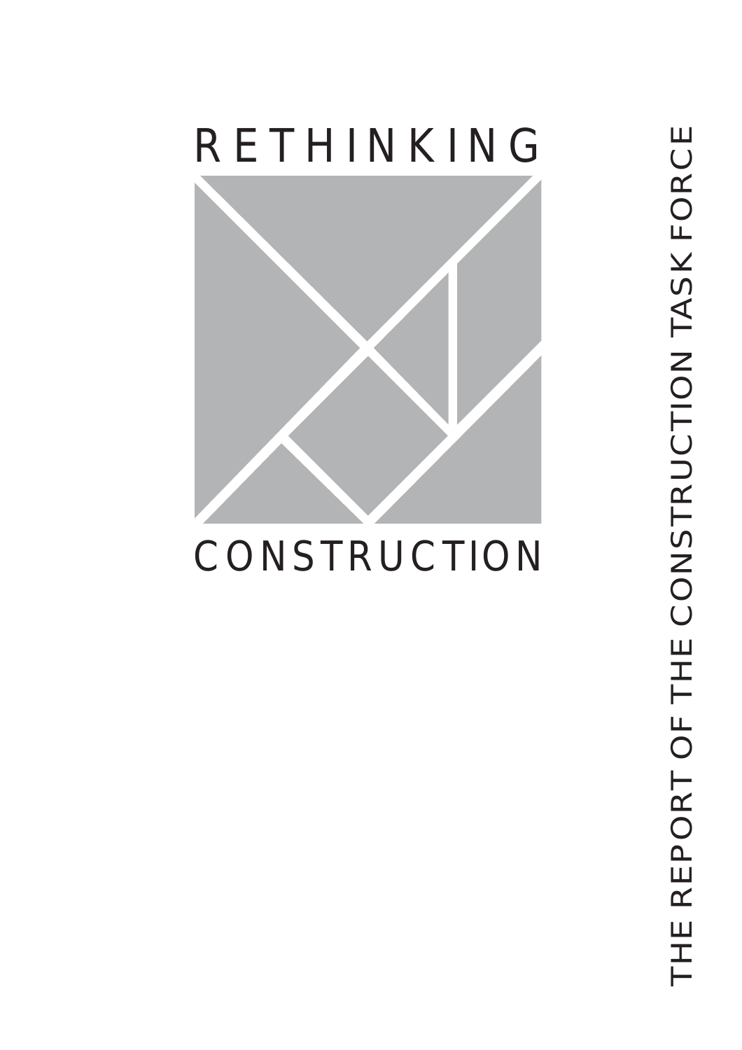# RETHINKING CONSTRUCTION

THE REPORT OF THE CONSTRUCTION TASK FORCE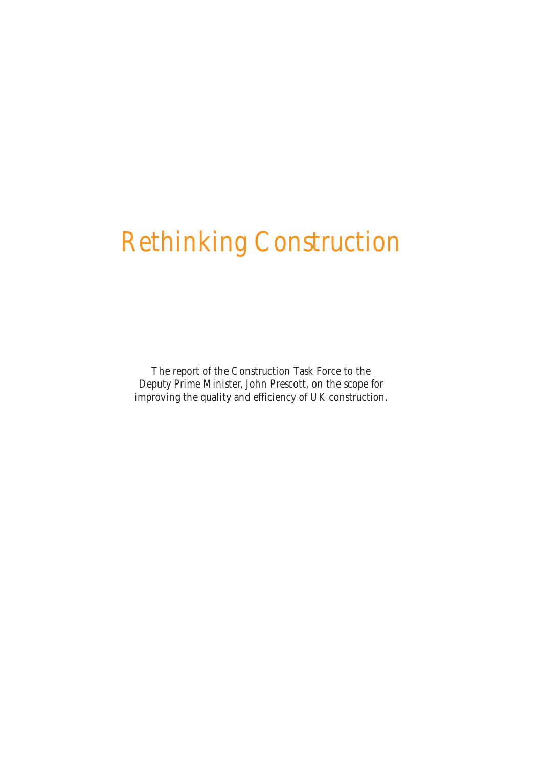# Rethinking Construction

The report of the Construction Task Force to the Deputy Prime Minister, John Prescott, on the scope for improving the quality and efficiency of UK construction.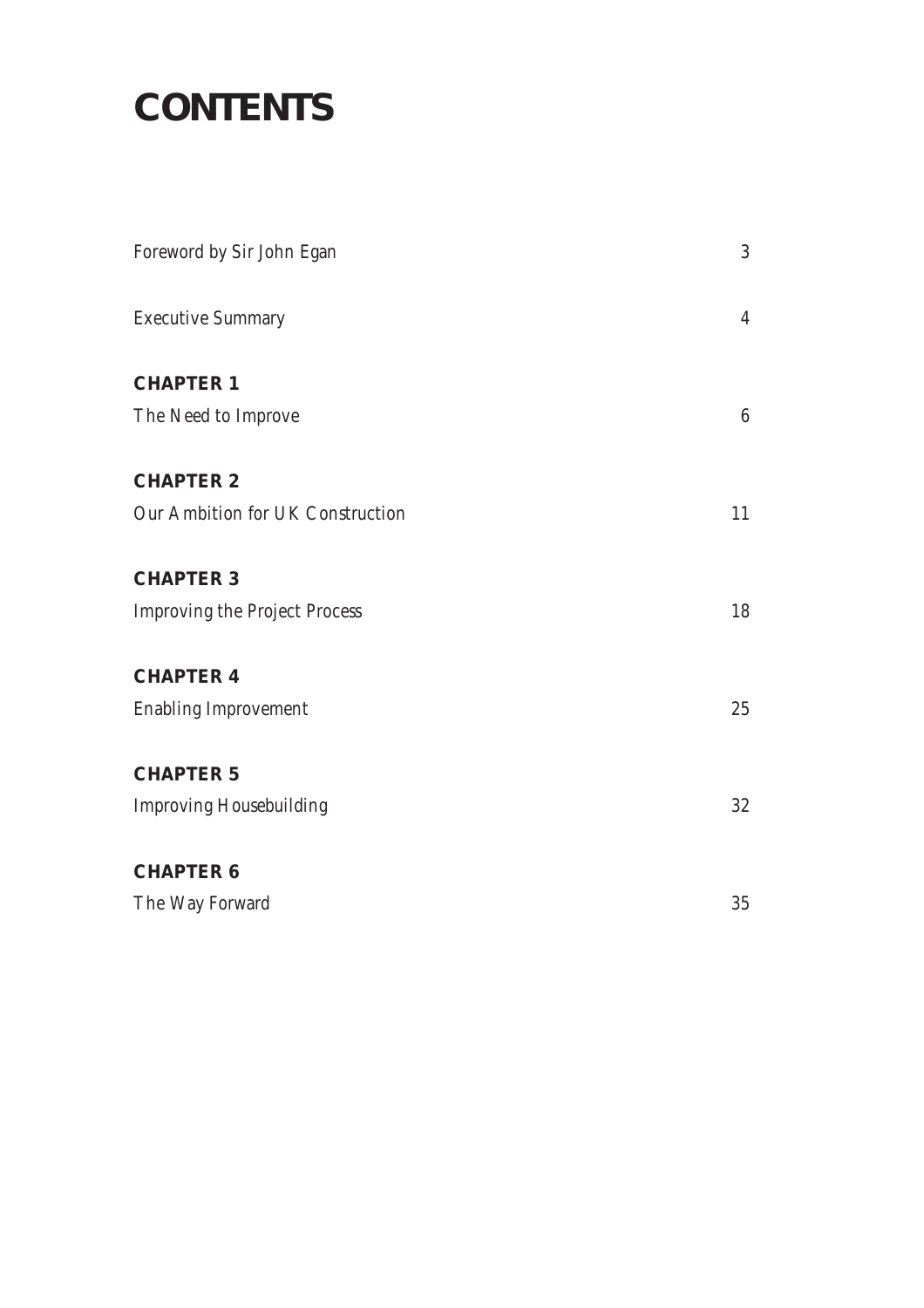# CONTENTS

| | |
|---|---|
| *Foreword by Sir John Egan* | 3 |
| *Executive Summary* | 4 |
| **CHAPTER 1** | |
| *The Need to Improve* | 6 |
| **CHAPTER 2** | |
| *Our Ambition for UK Construction* | 11 |
| **CHAPTER 3** | |
| *Improving the Project Process* | 18 |
| **CHAPTER 4** | |
| *Enabling Improvement* | 25 |
| **CHAPTER 5** | |
| *Improving Housebuilding* | 32 |
| **CHAPTER 6** | |
| *The Way Forward* | 35 |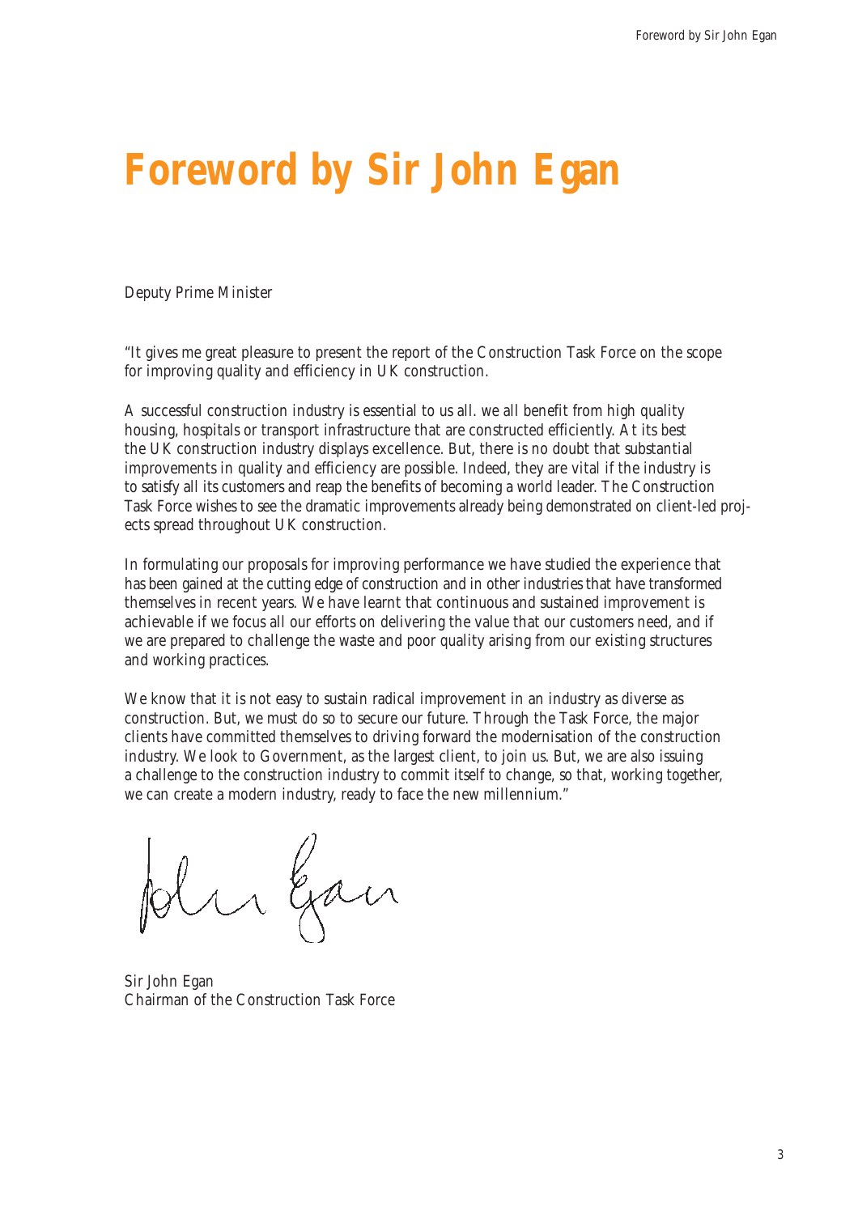# Foreword by Sir John Egan

Deputy Prime Minister

"It gives me great pleasure to present the report of the Construction Task Force on the scope for improving quality and efficiency in UK construction.

A successful construction industry is essential to us all. we all benefit from high quality housing, hospitals or transport infrastructure that are constructed efficiently. At its best the UK construction industry displays excellence. But, there is no doubt that substantial improvements in quality and efficiency are possible. Indeed, they are vital if the industry is to satisfy all its customers and reap the benefits of becoming a world leader. The Construction Task Force wishes to see the dramatic improvements already being demonstrated on client-led projects spread throughout UK construction.

In formulating our proposals for improving performance we have studied the experience that has been gained at the cutting edge of construction and in other industries that have transformed themselves in recent years. We have learnt that continuous and sustained improvement is achievable if we focus all our efforts on delivering the value that our customers need, and if we are prepared to challenge the waste and poor quality arising from our existing structures and working practices.

We know that it is not easy to sustain radical improvement in an industry as diverse as construction. But, we must do so to secure our future. Through the Task Force, the major clients have committed themselves to driving forward the modernisation of the construction industry. We look to Government, as the largest client, to join us. But, we are also issuing a challenge to the construction industry to commit itself to change, so that, working together, we can create a modern industry, ready to face the new millennium."

Sir John Egan
Chairman of the Construction Task Force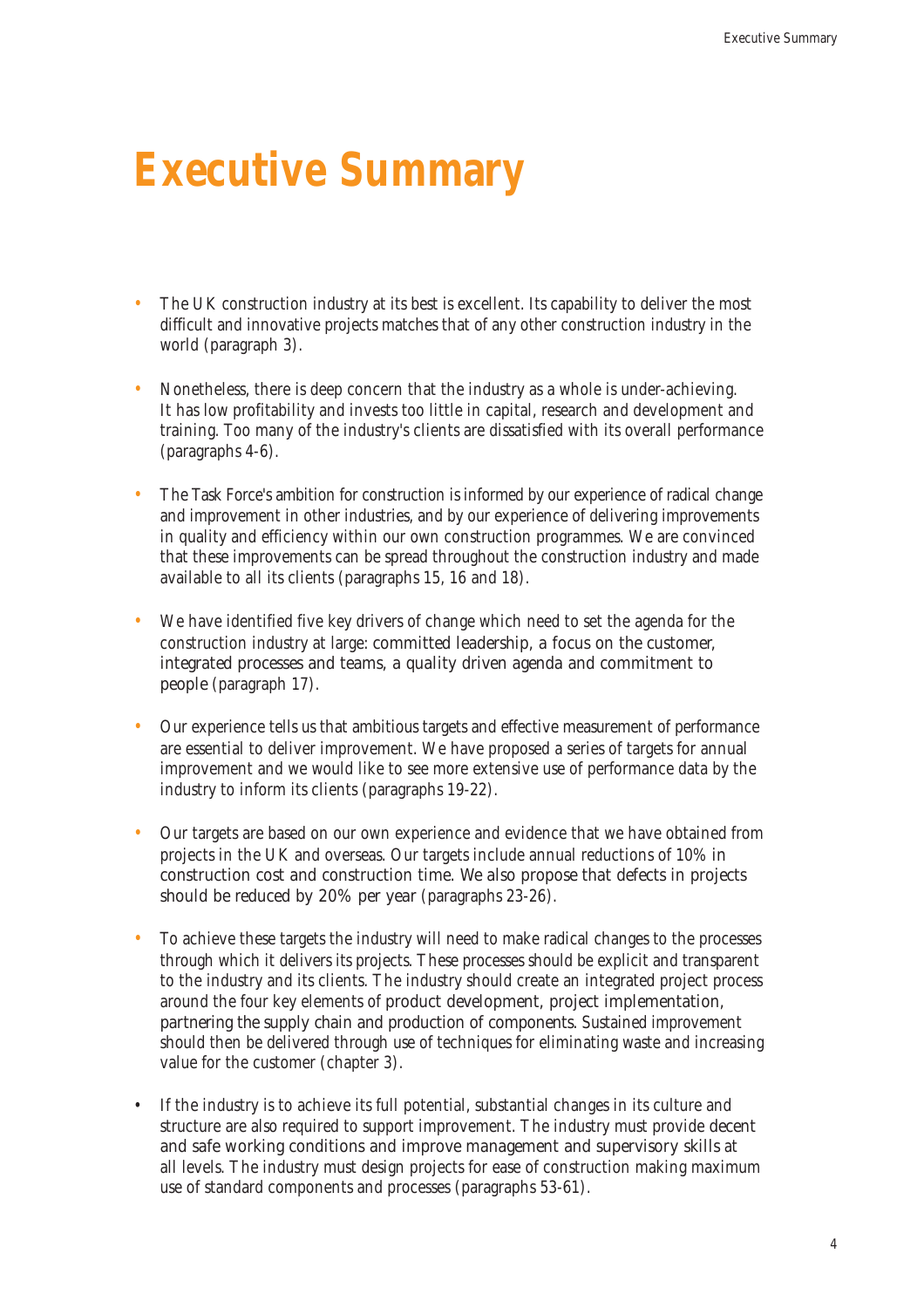# Executive Summary

- The UK construction industry at its best is excellent. Its capability to deliver the most difficult and innovative projects matches that of any other construction industry in the world (paragraph 3).
- Nonetheless, there is deep concern that the industry as a whole is under-achieving. It has low profitability and invests too little in capital, research and development and training. Too many of the industry's clients are dissatisfied with its overall performance (paragraphs 4-6).
- The Task Force's ambition for construction is informed by our experience of radical change and improvement in other industries, and by our experience of delivering improvements in quality and efficiency within our own construction programmes. We are convinced that these improvements can be spread throughout the construction industry and made available to all its clients (paragraphs 15, 16 and 18).
- We have identified five key drivers of change which need to set the agenda for the construction industry at large: committed leadership, a focus on the customer, integrated processes and teams, a quality driven agenda and commitment to people (paragraph 17).
- Our experience tells us that ambitious targets and effective measurement of performance are essential to deliver improvement. We have proposed a series of targets for annual improvement and we would like to see more extensive use of performance data by the industry to inform its clients (paragraphs 19-22).
- Our targets are based on our own experience and evidence that we have obtained from projects in the UK and overseas. Our targets include annual reductions of 10% in construction cost and construction time. We also propose that defects in projects should be reduced by 20% per year (paragraphs 23-26).
- To achieve these targets the industry will need to make radical changes to the processes through which it delivers its projects. These processes should be explicit and transparent to the industry and its clients. The industry should create an integrated project process around the four key elements of product development, project implementation, partnering the supply chain and production of components. Sustained improvement should then be delivered through use of techniques for eliminating waste and increasing value for the customer (chapter 3).
- If the industry is to achieve its full potential, substantial changes in its culture and structure are also required to support improvement. The industry must provide decent and safe working conditions and improve management and supervisory skills at all levels. The industry must design projects for ease of construction making maximum use of standard components and processes (paragraphs 53-61).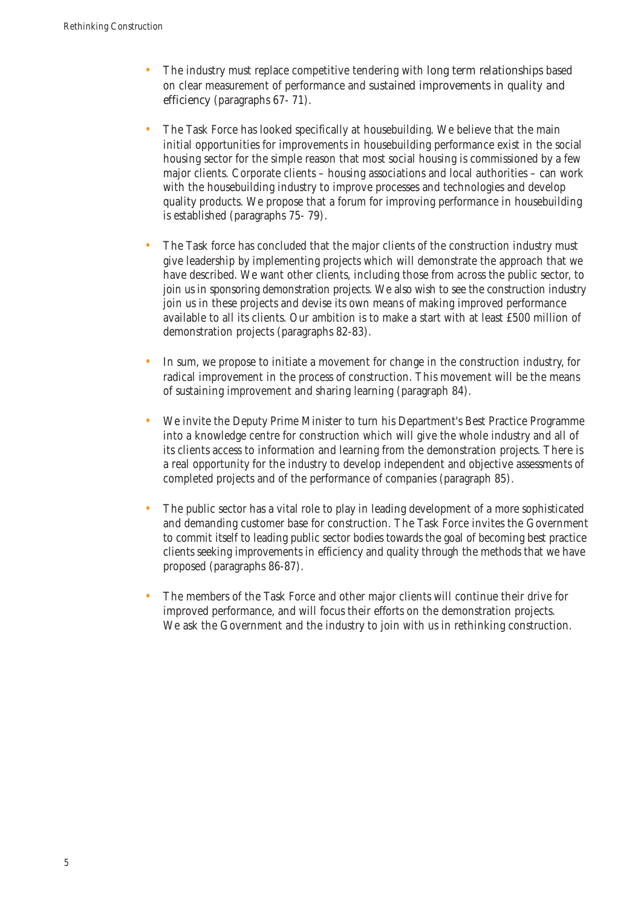- The industry must replace competitive tendering with long term relationships based on clear measurement of performance and sustained improvements in quality and efficiency (paragraphs 67- 71).

- The Task Force has looked specifically at housebuilding. We believe that the main initial opportunities for improvements in housebuilding performance exist in the social housing sector for the simple reason that most social housing is commissioned by a few major clients. Corporate clients – housing associations and local authorities – can work with the housebuilding industry to improve processes and technologies and develop quality products. We propose that a forum for improving performance in housebuilding is established (paragraphs 75- 79).

- The Task force has concluded that the major clients of the construction industry must give leadership by implementing projects which will demonstrate the approach that we have described. We want other clients, including those from across the public sector, to join us in sponsoring demonstration projects. We also wish to see the construction industry join us in these projects and devise its own means of making improved performance available to all its clients. Our ambition is to make a start with at least £500 million of demonstration projects (paragraphs 82-83).

- In sum, we propose to initiate a movement for change in the construction industry, for radical improvement in the process of construction. This movement will be the means of sustaining improvement and sharing learning (paragraph 84).

- We invite the Deputy Prime Minister to turn his Department's Best Practice Programme into a knowledge centre for construction which will give the whole industry and all of its clients access to information and learning from the demonstration projects. There is a real opportunity for the industry to develop independent and objective assessments of completed projects and of the performance of companies (paragraph 85).

- The public sector has a vital role to play in leading development of a more sophisticated and demanding customer base for construction. The Task Force invites the Government to commit itself to leading public sector bodies towards the goal of becoming best practice clients seeking improvements in efficiency and quality through the methods that we have proposed (paragraphs 86-87).

- The members of the Task Force and other major clients will continue their drive for improved performance, and will focus their efforts on the demonstration projects. We ask the Government and the industry to join with us in rethinking construction.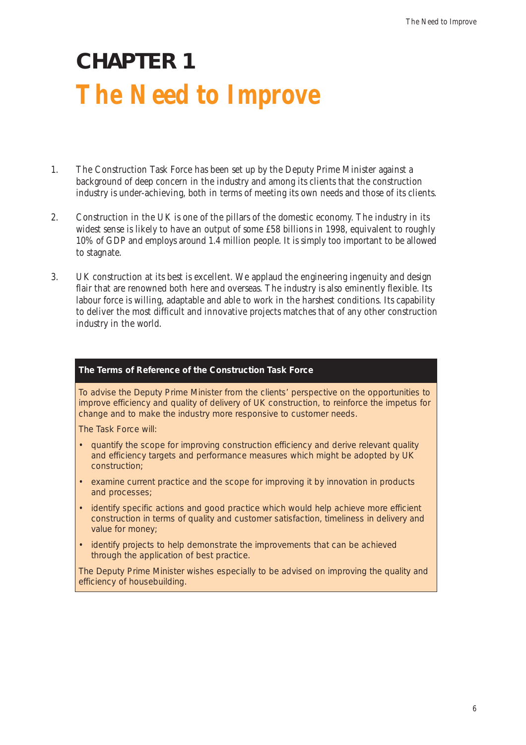# CHAPTER 1

# The Need to Improve

1. The Construction Task Force has been set up by the Deputy Prime Minister against a background of deep concern in the industry and among its clients that the construction industry is under-achieving, both in terms of meeting its own needs and those of its clients.

2. Construction in the UK is one of the pillars of the domestic economy. The industry in its widest sense is likely to have an output of some £58 billions in 1998, equivalent to roughly 10% of GDP and employs around 1.4 million people. It is simply too important to be allowed to stagnate.

3. UK construction at its best is excellent. We applaud the engineering ingenuity and design flair that are renowned both here and overseas. The industry is also eminently flexible. Its labour force is willing, adaptable and able to work in the harshest conditions. Its capability to deliver the most difficult and innovative projects matches that of any other construction industry in the world.

**The Terms of Reference of the Construction Task Force**

To advise the Deputy Prime Minister from the clients' perspective on the opportunities to improve efficiency and quality of delivery of UK construction, to reinforce the impetus for change and to make the industry more responsive to customer needs.

The Task Force will:

- quantify the scope for improving construction efficiency and derive relevant quality and efficiency targets and performance measures which might be adopted by UK construction;
- examine current practice and the scope for improving it by innovation in products and processes;
- identify specific actions and good practice which would help achieve more efficient construction in terms of quality and customer satisfaction, timeliness in delivery and value for money;
- identify projects to help demonstrate the improvements that can be achieved through the application of best practice.

The Deputy Prime Minister wishes especially to be advised on improving the quality and efficiency of housebuilding.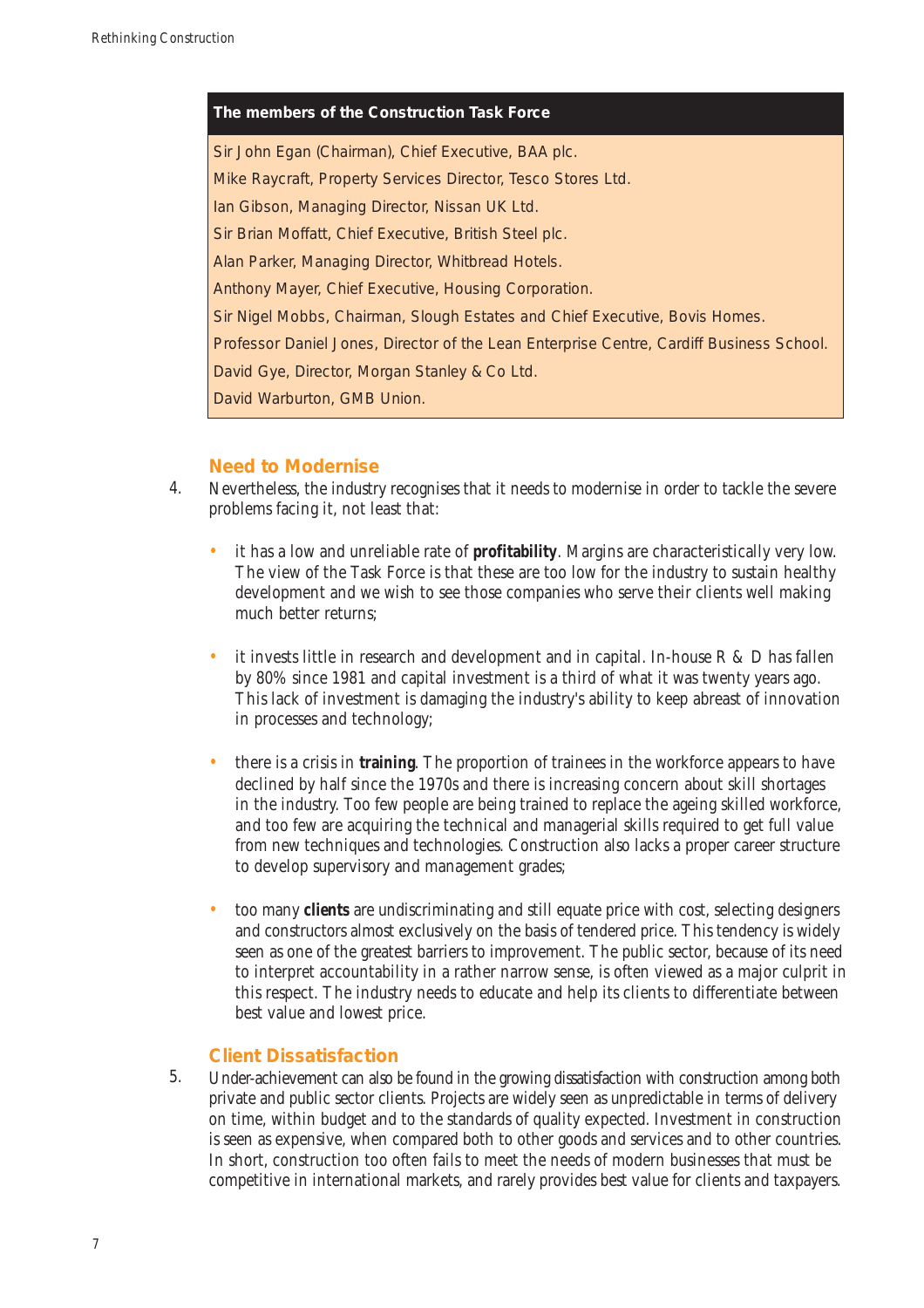| The members of the Construction Task Force |
| --- |
| Sir John Egan (Chairman), Chief Executive, BAA plc. |
| Mike Raycraft, Property Services Director, Tesco Stores Ltd. |
| Ian Gibson, Managing Director, Nissan UK Ltd. |
| Sir Brian Moffatt, Chief Executive, British Steel plc. |
| Alan Parker, Managing Director, Whitbread Hotels. |
| Anthony Mayer, Chief Executive, Housing Corporation. |
| Sir Nigel Mobbs, Chairman, Slough Estates and Chief Executive, Bovis Homes. |
| Professor Daniel Jones, Director of the Lean Enterprise Centre, Cardiff Business School. |
| David Gye, Director, Morgan Stanley & Co Ltd. |
| David Warburton, GMB Union. |

## Need to Modernise

4. Nevertheless, the industry recognises that it needs to modernise in order to tackle the severe problems facing it, not least that:

- it has a low and unreliable rate of **profitability**. Margins are characteristically very low. The view of the Task Force is that these are too low for the industry to sustain healthy development and we wish to see those companies who serve their clients well making much better returns;

- it invests little in research and development and in capital. In-house R & D has fallen by 80% since 1981 and capital investment is a third of what it was twenty years ago. This lack of investment is damaging the industry's ability to keep abreast of innovation in processes and technology;

- there is a crisis in **training**. The proportion of trainees in the workforce appears to have declined by half since the 1970s and there is increasing concern about skill shortages in the industry. Too few people are being trained to replace the ageing skilled workforce, and too few are acquiring the technical and managerial skills required to get full value from new techniques and technologies. Construction also lacks a proper career structure to develop supervisory and management grades;

- too many **clients** are undiscriminating and still equate price with cost, selecting designers and constructors almost exclusively on the basis of tendered price. This tendency is widely seen as one of the greatest barriers to improvement. The public sector, because of its need to interpret accountability in a rather narrow sense, is often viewed as a major culprit in this respect. The industry needs to educate and help its clients to differentiate between best value and lowest price.

## Client Dissatisfaction

5. Under-achievement can also be found in the growing dissatisfaction with construction among both private and public sector clients. Projects are widely seen as unpredictable in terms of delivery on time, within budget and to the standards of quality expected. Investment in construction is seen as expensive, when compared both to other goods and services and to other countries. In short, construction too often fails to meet the needs of modern businesses that must be competitive in international markets, and rarely provides best value for clients and taxpayers.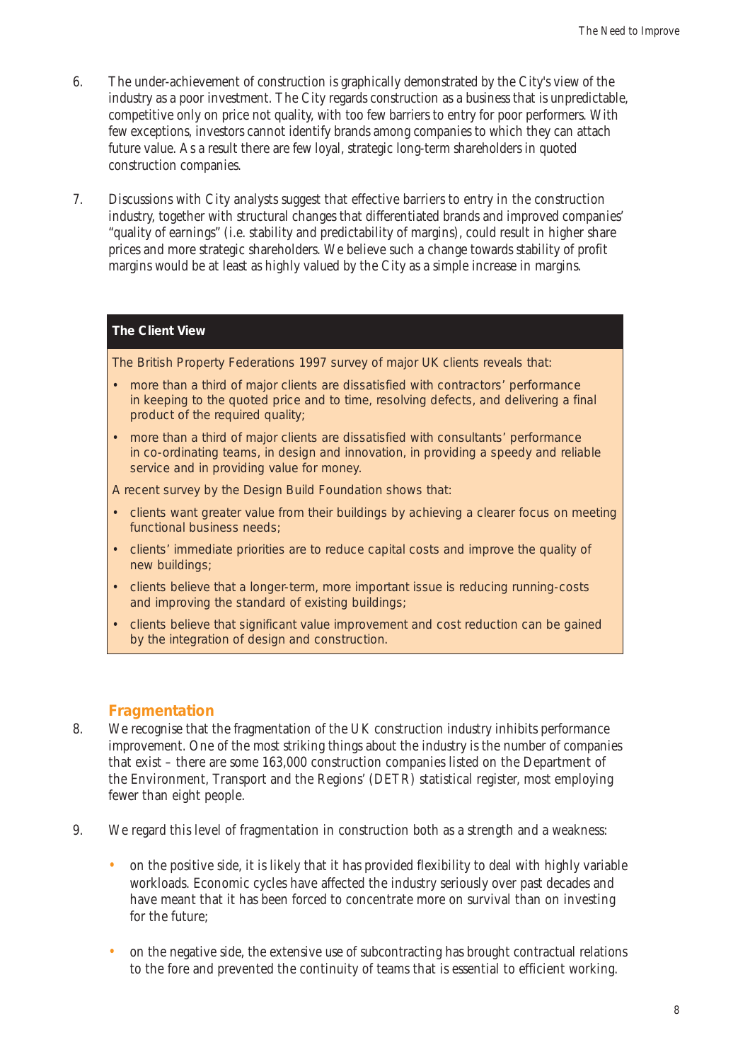6. The under-achievement of construction is graphically demonstrated by the City's view of the industry as a poor investment. The City regards construction as a business that is unpredictable, competitive only on price not quality, with too few barriers to entry for poor performers. With few exceptions, investors cannot identify brands among companies to which they can attach future value. As a result there are few loyal, strategic long-term shareholders in quoted construction companies.

7. Discussions with City analysts suggest that effective barriers to entry in the construction industry, together with structural changes that differentiated brands and improved companies' "quality of earnings" (i.e. stability and predictability of margins), could result in higher share prices and more strategic shareholders. We believe such a change towards stability of profit margins would be at least as highly valued by the City as a simple increase in margins.

**The Client View**

The British Property Federations 1997 survey of major UK clients reveals that:

- more than a third of major clients are dissatisfied with contractors' performance in keeping to the quoted price and to time, resolving defects, and delivering a final product of the required quality;
- more than a third of major clients are dissatisfied with consultants' performance in co-ordinating teams, in design and innovation, in providing a speedy and reliable service and in providing value for money.

A recent survey by the Design Build Foundation shows that:

- clients want greater value from their buildings by achieving a clearer focus on meeting functional business needs;
- clients' immediate priorities are to reduce capital costs and improve the quality of new buildings;
- clients believe that a longer-term, more important issue is reducing running-costs and improving the standard of existing buildings;
- clients believe that significant value improvement and cost reduction can be gained by the integration of design and construction.

## Fragmentation

8. We recognise that the fragmentation of the UK construction industry inhibits performance improvement. One of the most striking things about the industry is the number of companies that exist – there are some 163,000 construction companies listed on the Department of the Environment, Transport and the Regions' (DETR) statistical register, most employing fewer than eight people.

9. We regard this level of fragmentation in construction both as a strength and a weakness:

   - on the positive side, it is likely that it has provided flexibility to deal with highly variable workloads. Economic cycles have affected the industry seriously over past decades and have meant that it has been forced to concentrate more on survival than on investing for the future;
   - on the negative side, the extensive use of subcontracting has brought contractual relations to the fore and prevented the continuity of teams that is essential to efficient working.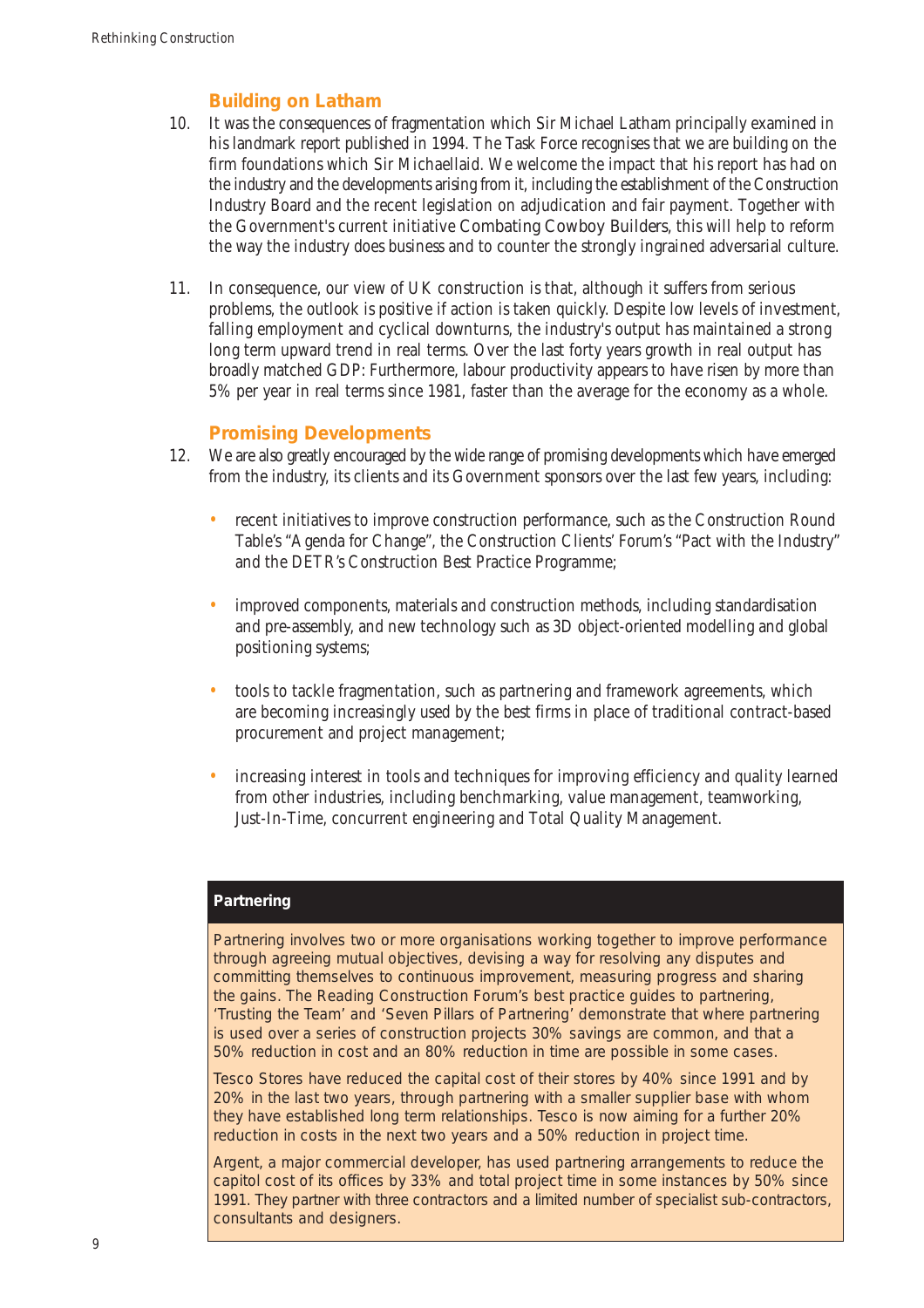## Building on Latham

10. It was the consequences of fragmentation which Sir Michael Latham principally examined in his landmark report published in 1994. The Task Force recognises that we are building on the firm foundations which Sir Michaellaid. We welcome the impact that his report has had on the industry and the developments arising from it, including the establishment of the Construction Industry Board and the recent legislation on adjudication and fair payment. Together with the Government's current initiative Combating Cowboy Builders, this will help to reform the way the industry does business and to counter the strongly ingrained adversarial culture.

11. In consequence, our view of UK construction is that, although it suffers from serious problems, the outlook is positive if action is taken quickly. Despite low levels of investment, falling employment and cyclical downturns, the industry's output has maintained a strong long term upward trend in real terms. Over the last forty years growth in real output has broadly matched GDP: Furthermore, labour productivity appears to have risen by more than 5% per year in real terms since 1981, faster than the average for the economy as a whole.

## Promising Developments

12. We are also greatly encouraged by the wide range of promising developments which have emerged from the industry, its clients and its Government sponsors over the last few years, including:

    - recent initiatives to improve construction performance, such as the Construction Round Table's "Agenda for Change", the Construction Clients' Forum's "Pact with the Industry" and the DETR's Construction Best Practice Programme;
    - improved components, materials and construction methods, including standardisation and pre-assembly, and new technology such as 3D object-oriented modelling and global positioning systems;
    - tools to tackle fragmentation, such as partnering and framework agreements, which are becoming increasingly used by the best firms in place of traditional contract-based procurement and project management;
    - increasing interest in tools and techniques for improving efficiency and quality learned from other industries, including benchmarking, value management, teamworking, Just-In-Time, concurrent engineering and Total Quality Management.

**Partnering**

Partnering involves two or more organisations working together to improve performance through agreeing mutual objectives, devising a way for resolving any disputes and committing themselves to continuous improvement, measuring progress and sharing the gains. The Reading Construction Forum's best practice guides to partnering, 'Trusting the Team' and 'Seven Pillars of Partnering' demonstrate that where partnering is used over a series of construction projects 30% savings are common, and that a 50% reduction in cost and an 80% reduction in time are possible in some cases.

Tesco Stores have reduced the capital cost of their stores by 40% since 1991 and by 20% in the last two years, through partnering with a smaller supplier base with whom they have established long term relationships. Tesco is now aiming for a further 20% reduction in costs in the next two years and a 50% reduction in project time.

Argent, a major commercial developer, has used partnering arrangements to reduce the capitol cost of its offices by 33% and total project time in some instances by 50% since 1991. They partner with three contractors and a limited number of specialist sub-contractors, consultants and designers.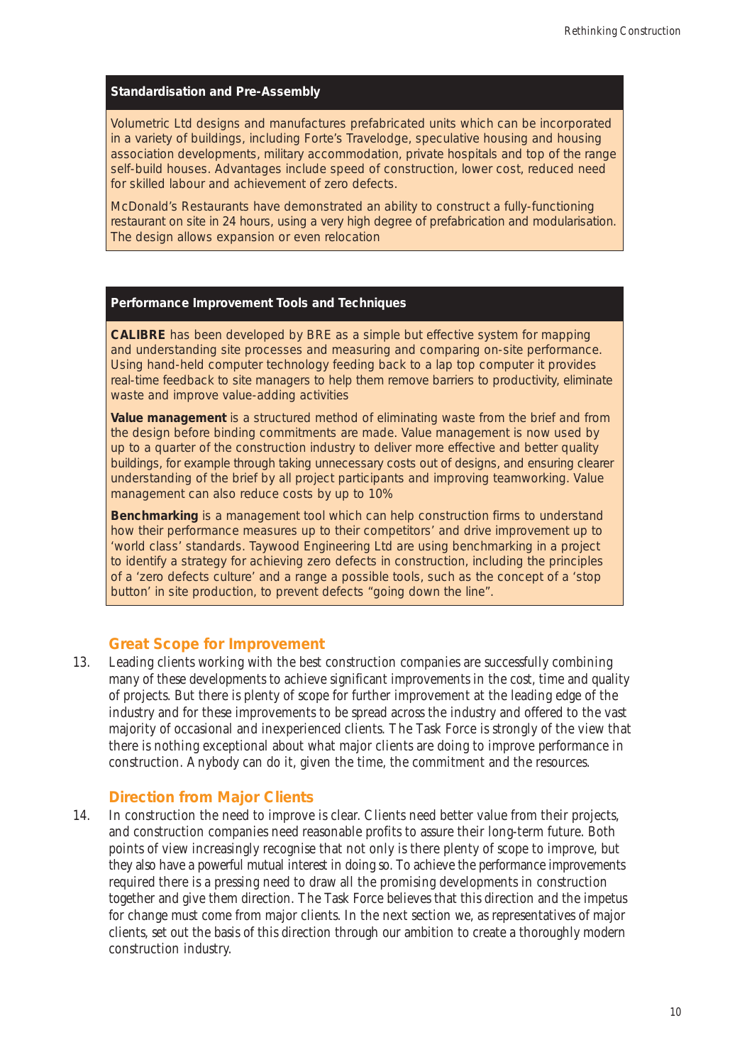### Standardisation and Pre-Assembly

Volumetric Ltd designs and manufactures prefabricated units which can be incorporated in a variety of buildings, including Forte's Travelodge, speculative housing and housing association developments, military accommodation, private hospitals and top of the range self-build houses. Advantages include speed of construction, lower cost, reduced need for skilled labour and achievement of zero defects.

McDonald's Restaurants have demonstrated an ability to construct a fully-functioning restaurant on site in 24 hours, using a very high degree of prefabrication and modularisation. The design allows expansion or even relocation

### Performance Improvement Tools and Techniques

**CALIBRE** has been developed by BRE as a simple but effective system for mapping and understanding site processes and measuring and comparing on-site performance. Using hand-held computer technology feeding back to a lap top computer it provides real-time feedback to site managers to help them remove barriers to productivity, eliminate waste and improve value-adding activities

**Value management** is a structured method of eliminating waste from the brief and from the design before binding commitments are made. Value management is now used by up to a quarter of the construction industry to deliver more effective and better quality buildings, for example through taking unnecessary costs out of designs, and ensuring clearer understanding of the brief by all project participants and improving teamworking. Value management can also reduce costs by up to 10%

**Benchmarking** is a management tool which can help construction firms to understand how their performance measures up to their competitors' and drive improvement up to 'world class' standards. Taywood Engineering Ltd are using benchmarking in a project to identify a strategy for achieving zero defects in construction, including the principles of a 'zero defects culture' and a range a possible tools, such as the concept of a 'stop button' in site production, to prevent defects "going down the line".

## Great Scope for Improvement

13. Leading clients working with the best construction companies are successfully combining many of these developments to achieve significant improvements in the cost, time and quality of projects. But there is plenty of scope for further improvement at the leading edge of the industry and for these improvements to be spread across the industry and offered to the vast majority of occasional and inexperienced clients. The Task Force is strongly of the view that there is nothing exceptional about what major clients are doing to improve performance in construction. Anybody can do it, given the time, the commitment and the resources.

## Direction from Major Clients

14. In construction the need to improve is clear. Clients need better value from their projects, and construction companies need reasonable profits to assure their long-term future. Both points of view increasingly recognise that not only is there plenty of scope to improve, but they also have a powerful mutual interest in doing so. To achieve the performance improvements required there is a pressing need to draw all the promising developments in construction together and give them direction. The Task Force believes that this direction and the impetus for change must come from major clients. In the next section we, as representatives of major clients, set out the basis of this direction through our ambition to create a thoroughly modern construction industry.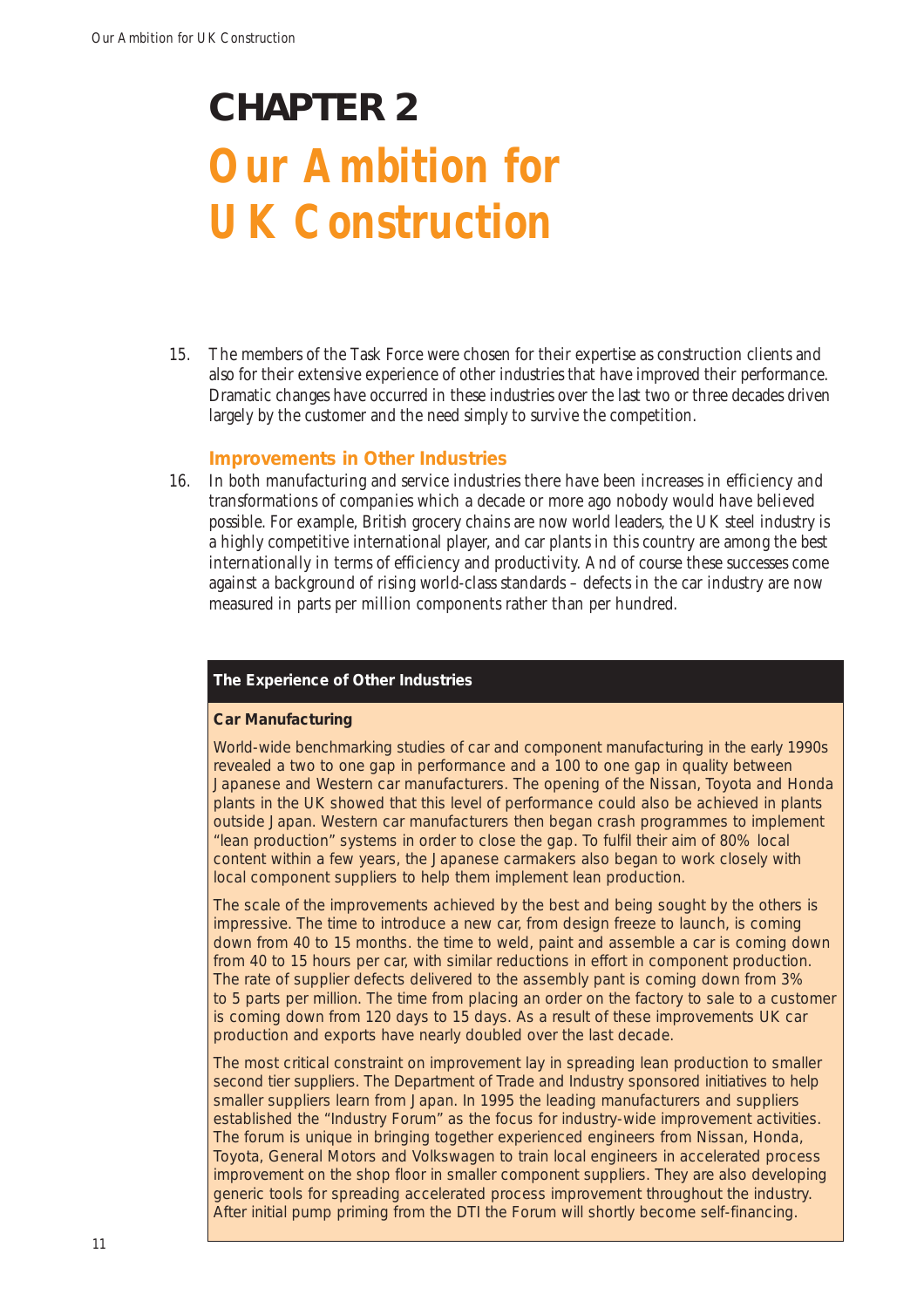# CHAPTER 2

# Our Ambition for UK Construction

15. The members of the Task Force were chosen for their expertise as construction clients and also for their extensive experience of other industries that have improved their performance. Dramatic changes have occurred in these industries over the last two or three decades driven largely by the customer and the need simply to survive the competition.

### Improvements in Other Industries

16. In both manufacturing and service industries there have been increases in efficiency and transformations of companies which a decade or more ago nobody would have believed possible. For example, British grocery chains are now world leaders, the UK steel industry is a highly competitive international player, and car plants in this country are among the best internationally in terms of efficiency and productivity. And of course these successes come against a background of rising world-class standards – defects in the car industry are now measured in parts per million components rather than per hundred.

**The Experience of Other Industries**

**Car Manufacturing**

World-wide benchmarking studies of car and component manufacturing in the early 1990s revealed a two to one gap in performance and a 100 to one gap in quality between Japanese and Western car manufacturers. The opening of the Nissan, Toyota and Honda plants in the UK showed that this level of performance could also be achieved in plants outside Japan. Western car manufacturers then began crash programmes to implement "lean production" systems in order to close the gap. To fulfil their aim of 80% local content within a few years, the Japanese carmakers also began to work closely with local component suppliers to help them implement lean production.

The scale of the improvements achieved by the best and being sought by the others is impressive. The time to introduce a new car, from design freeze to launch, is coming down from 40 to 15 months. the time to weld, paint and assemble a car is coming down from 40 to 15 hours per car, with similar reductions in effort in component production. The rate of supplier defects delivered to the assembly pant is coming down from 3% to 5 parts per million. The time from placing an order on the factory to sale to a customer is coming down from 120 days to 15 days. As a result of these improvements UK car production and exports have nearly doubled over the last decade.

The most critical constraint on improvement lay in spreading lean production to smaller second tier suppliers. The Department of Trade and Industry sponsored initiatives to help smaller suppliers learn from Japan. In 1995 the leading manufacturers and suppliers established the "Industry Forum" as the focus for industry-wide improvement activities. The forum is unique in bringing together experienced engineers from Nissan, Honda, Toyota, General Motors and Volkswagen to train local engineers in accelerated process improvement on the shop floor in smaller component suppliers. They are also developing generic tools for spreading accelerated process improvement throughout the industry. After initial pump priming from the DTI the Forum will shortly become self-financing.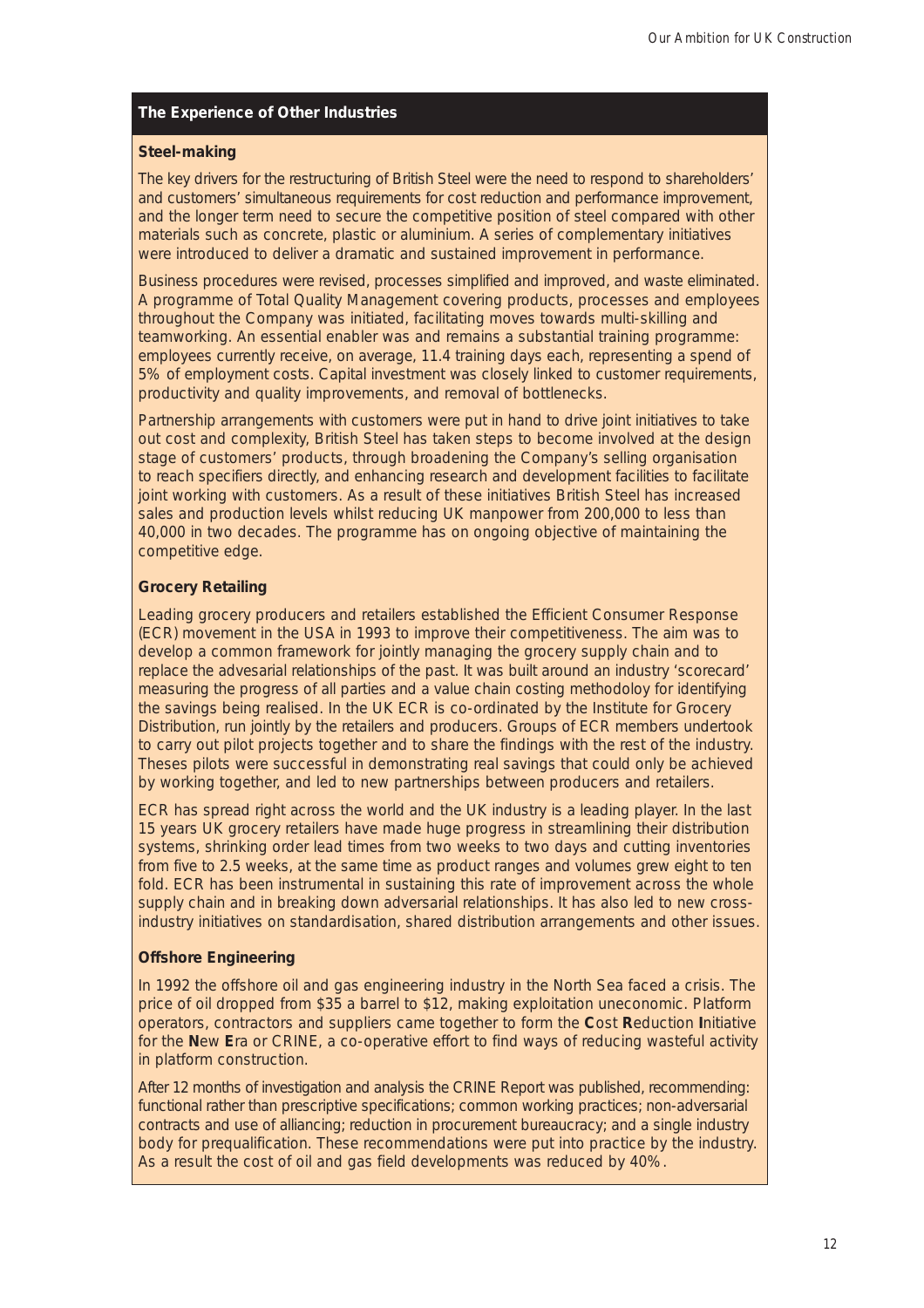## The Experience of Other Industries

### Steel-making

The key drivers for the restructuring of British Steel were the need to respond to shareholders' and customers' simultaneous requirements for cost reduction and performance improvement, and the longer term need to secure the competitive position of steel compared with other materials such as concrete, plastic or aluminium. A series of complementary initiatives were introduced to deliver a dramatic and sustained improvement in performance.

Business procedures were revised, processes simplified and improved, and waste eliminated. A programme of Total Quality Management covering products, processes and employees throughout the Company was initiated, facilitating moves towards multi-skilling and teamworking. An essential enabler was and remains a substantial training programme: employees currently receive, on average, 11.4 training days each, representing a spend of 5% of employment costs. Capital investment was closely linked to customer requirements, productivity and quality improvements, and removal of bottlenecks.

Partnership arrangements with customers were put in hand to drive joint initiatives to take out cost and complexity, British Steel has taken steps to become involved at the design stage of customers' products, through broadening the Company's selling organisation to reach specifiers directly, and enhancing research and development facilities to facilitate joint working with customers. As a result of these initiatives British Steel has increased sales and production levels whilst reducing UK manpower from 200,000 to less than 40,000 in two decades. The programme has on ongoing objective of maintaining the competitive edge.

### Grocery Retailing

Leading grocery producers and retailers established the Efficient Consumer Response (ECR) movement in the USA in 1993 to improve their competitiveness. The aim was to develop a common framework for jointly managing the grocery supply chain and to replace the advesarial relationships of the past. It was built around an industry 'scorecard' measuring the progress of all parties and a value chain costing methodoloy for identifying the savings being realised. In the UK ECR is co-ordinated by the Institute for Grocery Distribution, run jointly by the retailers and producers. Groups of ECR members undertook to carry out pilot projects together and to share the findings with the rest of the industry. Theses pilots were successful in demonstrating real savings that could only be achieved by working together, and led to new partnerships between producers and retailers.

ECR has spread right across the world and the UK industry is a leading player. In the last 15 years UK grocery retailers have made huge progress in streamlining their distribution systems, shrinking order lead times from two weeks to two days and cutting inventories from five to 2.5 weeks, at the same time as product ranges and volumes grew eight to ten fold. ECR has been instrumental in sustaining this rate of improvement across the whole supply chain and in breaking down adversarial relationships. It has also led to new cross-industry initiatives on standardisation, shared distribution arrangements and other issues.

### Offshore Engineering

In 1992 the offshore oil and gas engineering industry in the North Sea faced a crisis. The price of oil dropped from $35 a barrel to $12, making exploitation uneconomic. Platform operators, contractors and suppliers came together to form the **C**ost **R**eduction **I**nitiative for the **N**ew **E**ra or CRINE, a co-operative effort to find ways of reducing wasteful activity in platform construction.

After 12 months of investigation and analysis the CRINE Report was published, recommending: functional rather than prescriptive specifications; common working practices; non-adversarial contracts and use of alliancing; reduction in procurement bureaucracy; and a single industry body for prequalification. These recommendations were put into practice by the industry. As a result the cost of oil and gas field developments was reduced by 40%.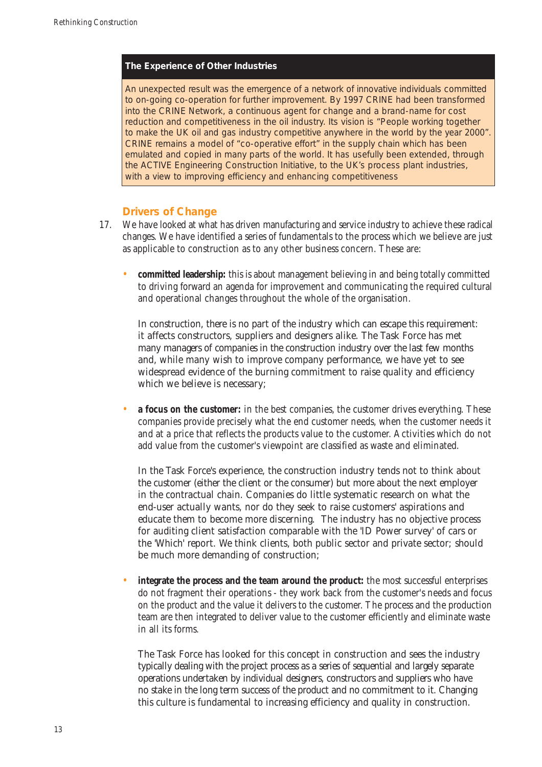### The Experience of Other Industries

An unexpected result was the emergence of a network of innovative individuals committed to on-going co-operation for further improvement. By 1997 CRINE had been transformed into the CRINE Network, a continuous agent for change and a brand-name for cost reduction and competitiveness in the oil industry. Its vision is "People working together to make the UK oil and gas industry competitive anywhere in the world by the year 2000". CRINE remains a model of "co-operative effort" in the supply chain which has been emulated and copied in many parts of the world. It has usefully been extended, through the ACTIVE Engineering Construction Initiative, to the UK's process plant industries, with a view to improving efficiency and enhancing competitiveness

## Drivers of Change

17. We have looked at what has driven manufacturing and service industry to achieve these radical changes. We have identified a series of fundamentals to the process which we believe are just as applicable to construction as to any other business concern. These are:

- **committed leadership:** this is about management believing in and being totally committed to driving forward an agenda for improvement and communicating the required cultural and operational changes throughout the whole of the organisation.

  In construction, there is no part of the industry which can escape this requirement: it affects constructors, suppliers and designers alike. The Task Force has met many managers of companies in the construction industry over the last few months and, while many wish to improve company performance, we have yet to see widespread evidence of the burning commitment to raise quality and efficiency which we believe is necessary;

- **a focus on the customer:** in the best companies, the customer drives everything. These companies provide precisely what the end customer needs, when the customer needs it and at a price that reflects the products value to the customer. Activities which do not add value from the customer's viewpoint are classified as waste and eliminated.

  In the Task Force's experience, the construction industry tends not to think about the customer (either the client or the consumer) but more about the next employer in the contractual chain. Companies do little systematic research on what the end-user actually wants, nor do they seek to raise customers' aspirations and educate them to become more discerning. The industry has no objective process for auditing client satisfaction comparable with the 'ID Power survey' of cars or the 'Which' report. We think clients, both public sector and private sector; should be much more demanding of construction;

- **integrate the process and the team around the product:** the most successful enterprises do not fragment their operations - they work back from the customer's needs and focus on the product and the value it delivers to the customer. The process and the production team are then integrated to deliver value to the customer efficiently and eliminate waste in all its forms.

  The Task Force has looked for this concept in construction and sees the industry typically dealing with the project process as a series of sequential and largely separate operations undertaken by individual designers, constructors and suppliers who have no stake in the long term success of the product and no commitment to it. Changing this culture is fundamental to increasing efficiency and quality in construction.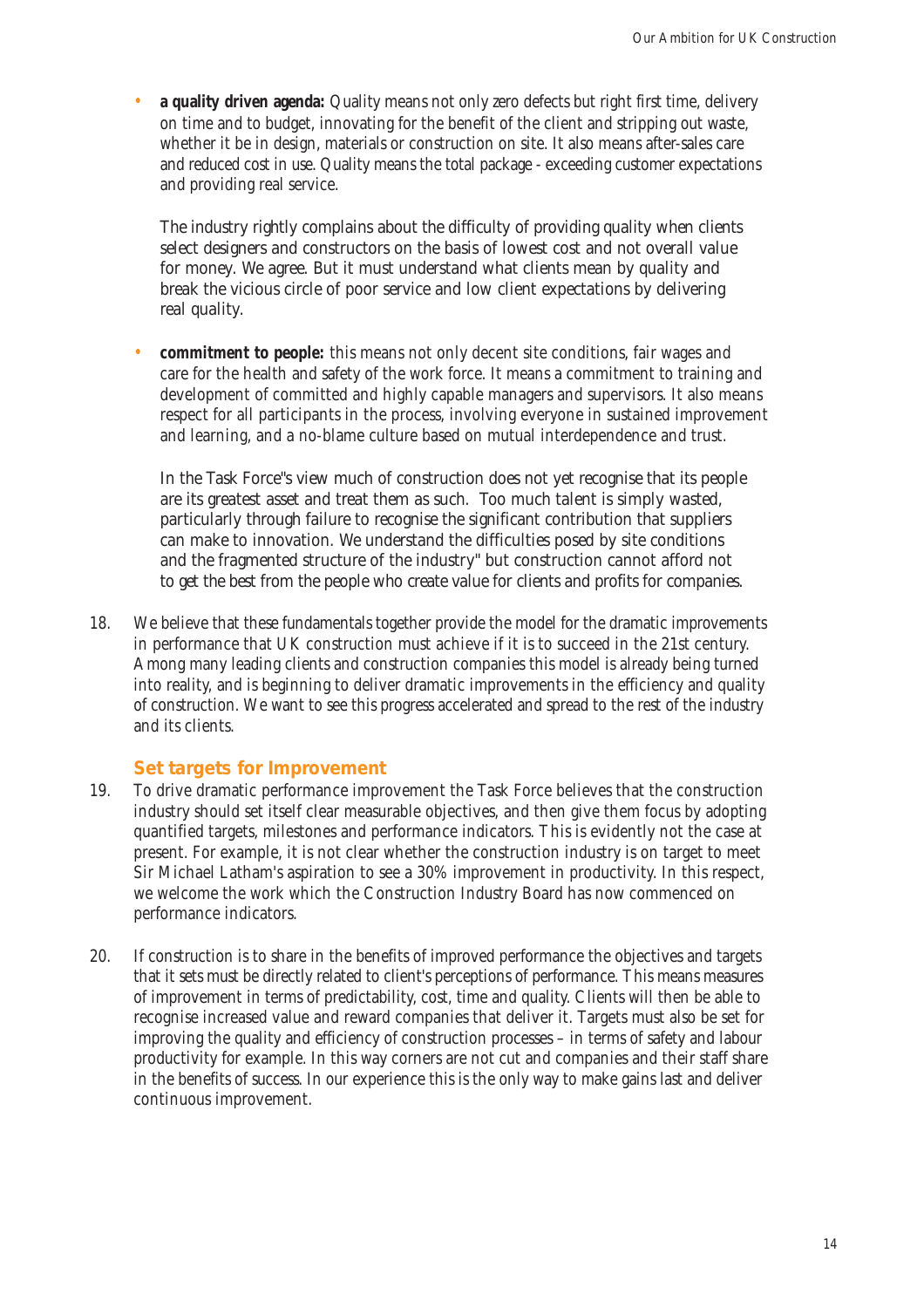- **a quality driven agenda:** Quality means not only zero defects but right first time, delivery on time and to budget, innovating for the benefit of the client and stripping out waste, whether it be in design, materials or construction on site. It also means after-sales care and reduced cost in use. Quality means the total package - exceeding customer expectations and providing real service.

  The industry rightly complains about the difficulty of providing quality when clients select designers and constructors on the basis of lowest cost and not overall value for money. We agree. But it must understand what clients mean by quality and break the vicious circle of poor service and low client expectations by delivering real quality.

- **commitment to people:** this means not only decent site conditions, fair wages and care for the health and safety of the work force. It means a commitment to training and development of committed and highly capable managers and supervisors. It also means respect for all participants in the process, involving everyone in sustained improvement and learning, and a no-blame culture based on mutual interdependence and trust.

  In the Task Force"s view much of construction does not yet recognise that its people are its greatest asset and treat them as such. Too much talent is simply wasted, particularly through failure to recognise the significant contribution that suppliers can make to innovation. We understand the difficulties posed by site conditions and the fragmented structure of the industry" but construction cannot afford not to get the best from the people who create value for clients and profits for companies.

18. We believe that these fundamentals together provide the model for the dramatic improvements in performance that UK construction must achieve if it is to succeed in the 21st century. Among many leading clients and construction companies this model is already being turned into reality, and is beginning to deliver dramatic improvements in the efficiency and quality of construction. We want to see this progress accelerated and spread to the rest of the industry and its clients.

### Set targets for Improvement

19. To drive dramatic performance improvement the Task Force believes that the construction industry should set itself clear measurable objectives, and then give them focus by adopting quantified targets, milestones and performance indicators. This is evidently not the case at present. For example, it is not clear whether the construction industry is on target to meet Sir Michael Latham's aspiration to see a 30% improvement in productivity. In this respect, we welcome the work which the Construction Industry Board has now commenced on performance indicators.

20. If construction is to share in the benefits of improved performance the objectives and targets that it sets must be directly related to client's perceptions of performance. This means measures of improvement in terms of predictability, cost, time and quality. Clients will then be able to recognise increased value and reward companies that deliver it. Targets must also be set for improving the quality and efficiency of construction processes – in terms of safety and labour productivity for example. In this way corners are not cut and companies and their staff share in the benefits of success. In our experience this is the only way to make gains last and deliver continuous improvement.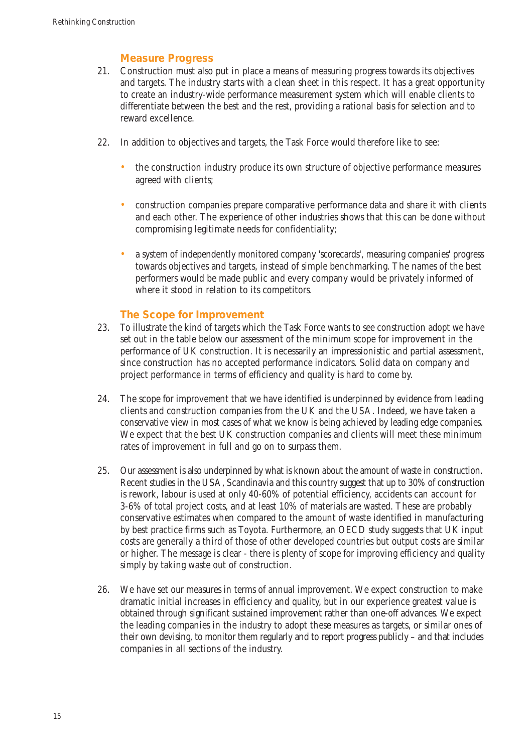### Measure Progress

21. Construction must also put in place a means of measuring progress towards its objectives and targets. The industry starts with a clean sheet in this respect. It has a great opportunity to create an industry-wide performance measurement system which will enable clients to differentiate between the best and the rest, providing a rational basis for selection and to reward excellence.

22. In addition to objectives and targets, the Task Force would therefore like to see:

    - the construction industry produce its own structure of objective performance measures agreed with clients;

    - construction companies prepare comparative performance data and share it with clients and each other. The experience of other industries shows that this can be done without compromising legitimate needs for confidentiality;

    - a system of independently monitored company 'scorecards', measuring companies' progress towards objectives and targets, instead of simple benchmarking. The names of the best performers would be made public and every company would be privately informed of where it stood in relation to its competitors.

### The Scope for Improvement

23. To illustrate the kind of targets which the Task Force wants to see construction adopt we have set out in the table below our assessment of the minimum scope for improvement in the performance of UK construction. It is necessarily an impressionistic and partial assessment, since construction has no accepted performance indicators. Solid data on company and project performance in terms of efficiency and quality is hard to come by.

24. The scope for improvement that we have identified is underpinned by evidence from leading clients and construction companies from the UK and the USA. Indeed, we have taken a conservative view in most cases of what we know is being achieved by leading edge companies. We expect that the best UK construction companies and clients will meet these minimum rates of improvement in full and go on to surpass them.

25. Our assessment is also underpinned by what is known about the amount of waste in construction. Recent studies in the USA, Scandinavia and this country suggest that up to 30% of construction is rework, labour is used at only 40-60% of potential efficiency, accidents can account for 3-6% of total project costs, and at least 10% of materials are wasted. These are probably conservative estimates when compared to the amount of waste identified in manufacturing by best practice firms such as Toyota. Furthermore, an OECD study suggests that UK input costs are generally a third of those of other developed countries but output costs are similar or higher. The message is clear - there is plenty of scope for improving efficiency and quality simply by taking waste out of construction.

26. We have set our measures in terms of annual improvement. We expect construction to make dramatic initial increases in efficiency and quality, but in our experience greatest value is obtained through significant sustained improvement rather than one-off advances. We expect the leading companies in the industry to adopt these measures as targets, or similar ones of their own devising, to monitor them regularly and to report progress publicly – and that includes companies in all sections of the industry.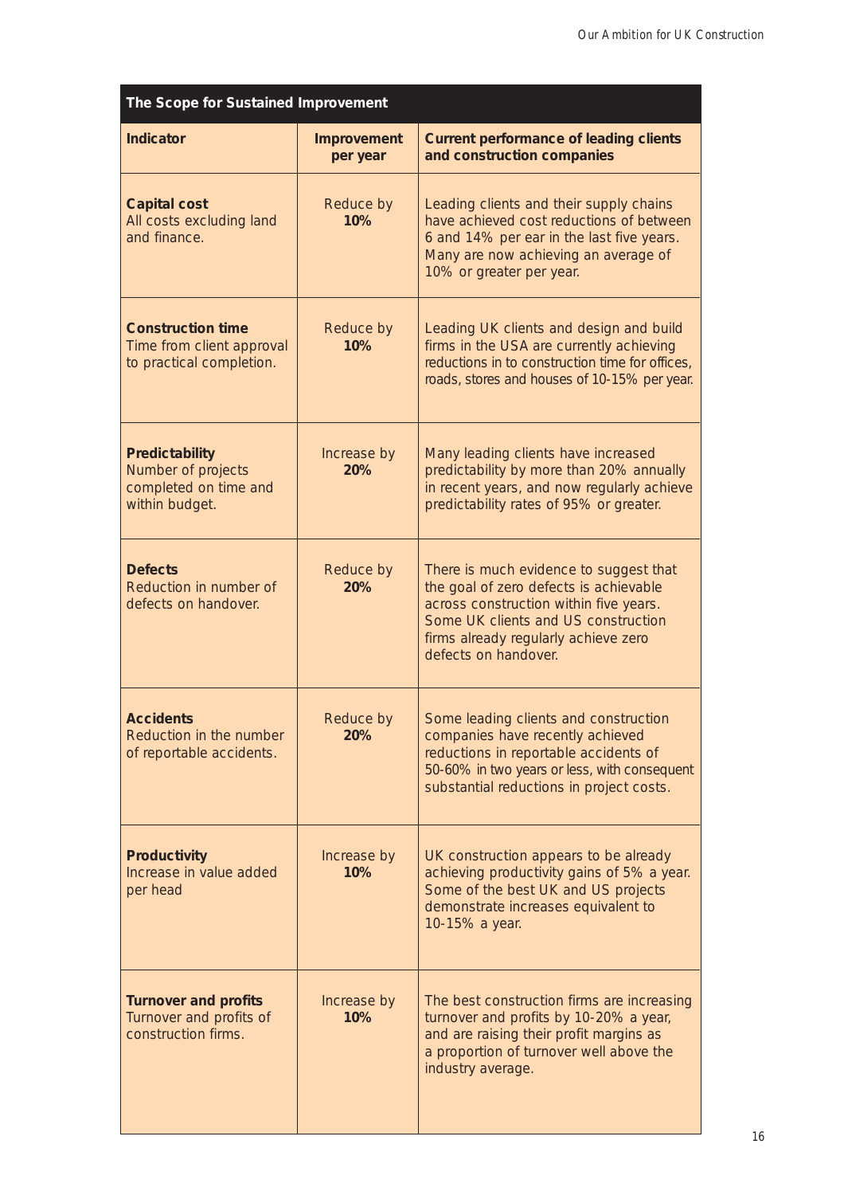| The Scope for Sustained Improvement | | |
|---|---|---|
| **Indicator** | **Improvement per year** | **Current performance of leading clients and construction companies** |
| **Capital cost** All costs excluding land and finance. | Reduce by **10%** | Leading clients and their supply chains have achieved cost reductions of between 6 and 14% per ear in the last five years. Many are now achieving an average of 10% or greater per year. |
| **Construction time** Time from client approval to practical completion. | Reduce by **10%** | Leading UK clients and design and build firms in the USA are currently achieving reductions in to construction time for offices, roads, stores and houses of 10-15% per year. |
| **Predictability** Number of projects completed on time and within budget. | Increase by **20%** | Many leading clients have increased predictability by more than 20% annually in recent years, and now regularly achieve predictability rates of 95% or greater. |
| **Defects** Reduction in number of defects on handover. | Reduce by **20%** | There is much evidence to suggest that the goal of zero defects is achievable across construction within five years. Some UK clients and US construction firms already regularly achieve zero defects on handover. |
| **Accidents** Reduction in the number of reportable accidents. | Reduce by **20%** | Some leading clients and construction companies have recently achieved reductions in reportable accidents of 50-60% in two years or less, with consequent substantial reductions in project costs. |
| **Productivity** Increase in value added per head | Increase by **10%** | UK construction appears to be already achieving productivity gains of 5% a year. Some of the best UK and US projects demonstrate increases equivalent to 10-15% a year. |
| **Turnover and profits** Turnover and profits of construction firms. | Increase by **10%** | The best construction firms are increasing turnover and profits by 10-20% a year, and are raising their profit margins as a proportion of turnover well above the industry average. |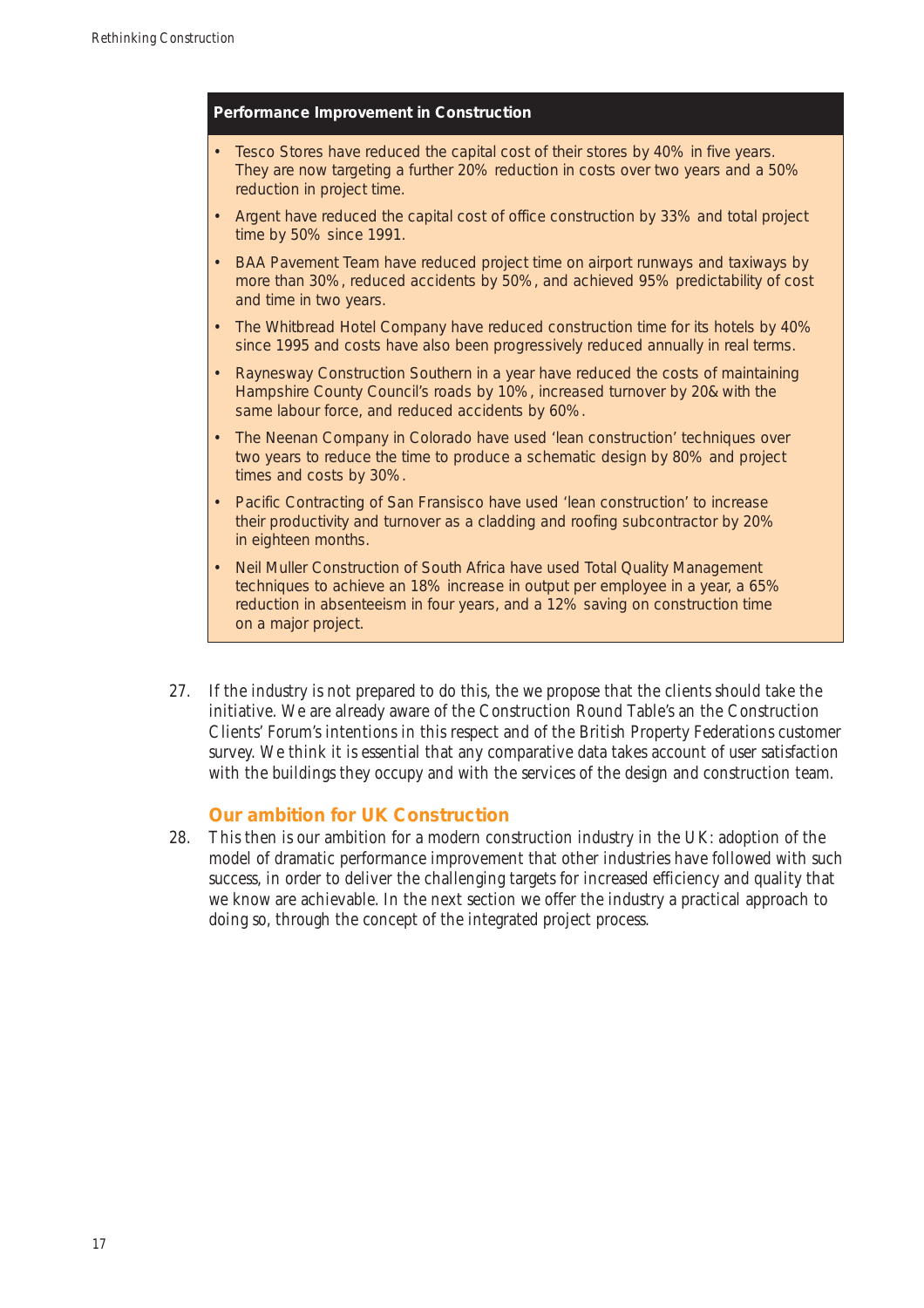**Performance Improvement in Construction**

- Tesco Stores have reduced the capital cost of their stores by 40% in five years. They are now targeting a further 20% reduction in costs over two years and a 50% reduction in project time.
- Argent have reduced the capital cost of office construction by 33% and total project time by 50% since 1991.
- BAA Pavement Team have reduced project time on airport runways and taxiways by more than 30%, reduced accidents by 50%, and achieved 95% predictability of cost and time in two years.
- The Whitbread Hotel Company have reduced construction time for its hotels by 40% since 1995 and costs have also been progressively reduced annually in real terms.
- Raynesway Construction Southern in a year have reduced the costs of maintaining Hampshire County Council's roads by 10%, increased turnover by 20& with the same labour force, and reduced accidents by 60%.
- The Neenan Company in Colorado have used 'lean construction' techniques over two years to reduce the time to produce a schematic design by 80% and project times and costs by 30%.
- Pacific Contracting of San Fransisco have used 'lean construction' to increase their productivity and turnover as a cladding and roofing subcontractor by 20% in eighteen months.
- Neil Muller Construction of South Africa have used Total Quality Management techniques to achieve an 18% increase in output per employee in a year, a 65% reduction in absenteeism in four years, and a 12% saving on construction time on a major project.

27. If the industry is not prepared to do this, the we propose that the clients should take the initiative. We are already aware of the Construction Round Table's an the Construction Clients' Forum's intentions in this respect and of the British Property Federations customer survey. We think it is essential that any comparative data takes account of user satisfaction with the buildings they occupy and with the services of the design and construction team.

## Our ambition for UK Construction

28. This then is our ambition for a modern construction industry in the UK: adoption of the model of dramatic performance improvement that other industries have followed with such success, in order to deliver the challenging targets for increased efficiency and quality that we know are achievable. In the next section we offer the industry a practical approach to doing so, through the concept of the integrated project process.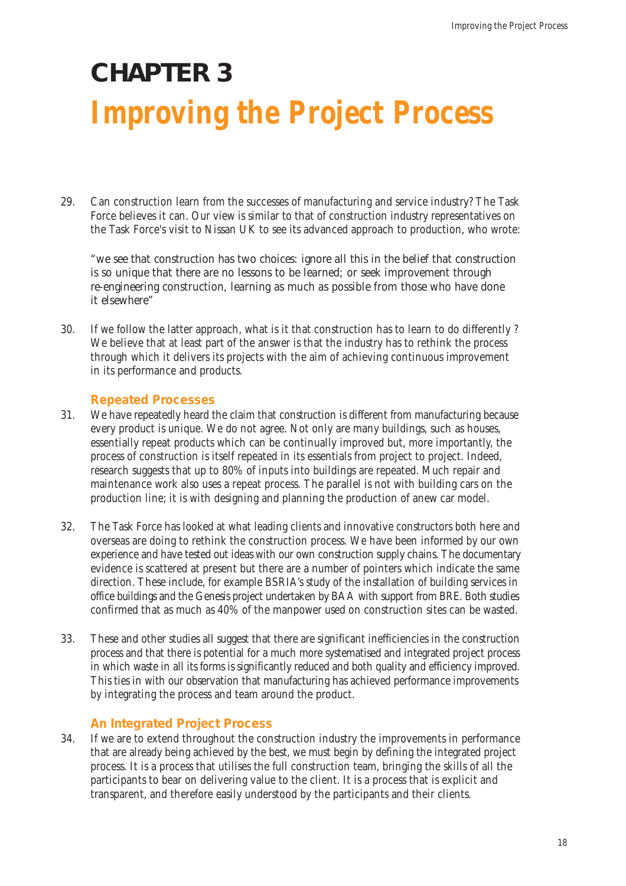# CHAPTER 3

# *Improving the Project Process*

29. Can construction learn from the successes of manufacturing and service industry? The Task Force believes it can. Our view is similar to that of construction industry representatives on the Task Force's visit to Nissan UK to see its advanced approach to production, who wrote:

    "we see that construction has two choices: ignore all this in the belief that construction is so unique that there are no lessons to be learned; or seek improvement through re-engineering construction, learning as much as possible from those who have done it elsewhere"

30. If we follow the latter approach, what is it that construction has to learn to do differently ? We believe that at least part of the answer is that the industry has to rethink the process through which it delivers its projects with the aim of achieving continuous improvement in its performance and products.

### Repeated Processes

31. We have repeatedly heard the claim that construction is different from manufacturing because every product is unique. We do not agree. Not only are many buildings, such as houses, essentially repeat products which can be continually improved but, more importantly, the process of construction is itself repeated in its essentials from project to project. Indeed, research suggests that up to 80% of inputs into buildings are repeated. Much repair and maintenance work also uses a repeat process. The parallel is not with building cars on the production line; it is with designing and planning the production of anew car model.

32. The Task Force has looked at what leading clients and innovative constructors both here and overseas are doing to rethink the construction process. We have been informed by our own experience and have tested out ideas with our own construction supply chains. The documentary evidence is scattered at present but there are a number of pointers which indicate the same direction. These include, for example BSRIA's study of the installation of building services in office buildings and the Genesis project undertaken by BAA with support from BRE. Both studies confirmed that as much as 40% of the manpower used on construction sites can be wasted.

33. These and other studies all suggest that there are significant inefficiencies in the construction process and that there is potential for a much more systematised and integrated project process in which waste in all its forms is significantly reduced and both quality and efficiency improved. This ties in with our observation that manufacturing has achieved performance improvements by integrating the process and team around the product.

### An Integrated Project Process

34. If we are to extend throughout the construction industry the improvements in performance that are already being achieved by the best, we must begin by defining the integrated project process. It is a process that utilises the full construction team, bringing the skills of all the participants to bear on delivering value to the client. It is a process that is explicit and transparent, and therefore easily understood by the participants and their clients.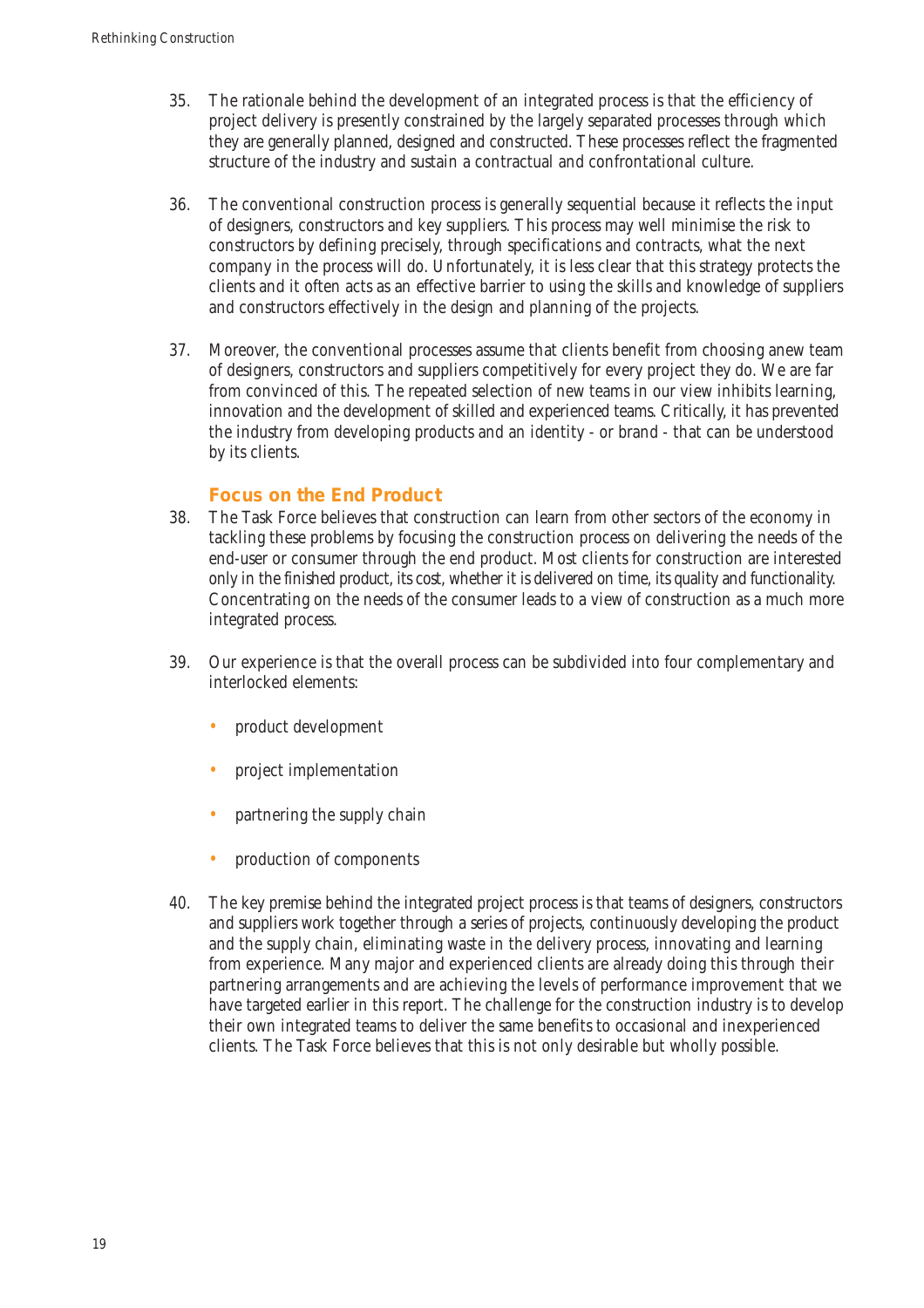35. The rationale behind the development of an integrated process is that the efficiency of project delivery is presently constrained by the largely separated processes through which they are generally planned, designed and constructed. These processes reflect the fragmented structure of the industry and sustain a contractual and confrontational culture.

36. The conventional construction process is generally sequential because it reflects the input of designers, constructors and key suppliers. This process may well minimise the risk to constructors by defining precisely, through specifications and contracts, what the next company in the process will do. Unfortunately, it is less clear that this strategy protects the clients and it often acts as an effective barrier to using the skills and knowledge of suppliers and constructors effectively in the design and planning of the projects.

37. Moreover, the conventional processes assume that clients benefit from choosing anew team of designers, constructors and suppliers competitively for every project they do. We are far from convinced of this. The repeated selection of new teams in our view inhibits learning, innovation and the development of skilled and experienced teams. Critically, it has prevented the industry from developing products and an identity - or brand - that can be understood by its clients.

### Focus on the End Product

38. The Task Force believes that construction can learn from other sectors of the economy in tackling these problems by focusing the construction process on delivering the needs of the end-user or consumer through the end product. Most clients for construction are interested only in the finished product, its cost, whether it is delivered on time, its quality and functionality. Concentrating on the needs of the consumer leads to a view of construction as a much more integrated process.

39. Our experience is that the overall process can be subdivided into four complementary and interlocked elements:

    - product development
    - project implementation
    - partnering the supply chain
    - production of components

40. The key premise behind the integrated project process is that teams of designers, constructors and suppliers work together through a series of projects, continuously developing the product and the supply chain, eliminating waste in the delivery process, innovating and learning from experience. Many major and experienced clients are already doing this through their partnering arrangements and are achieving the levels of performance improvement that we have targeted earlier in this report. The challenge for the construction industry is to develop their own integrated teams to deliver the same benefits to occasional and inexperienced clients. The Task Force believes that this is not only desirable but wholly possible.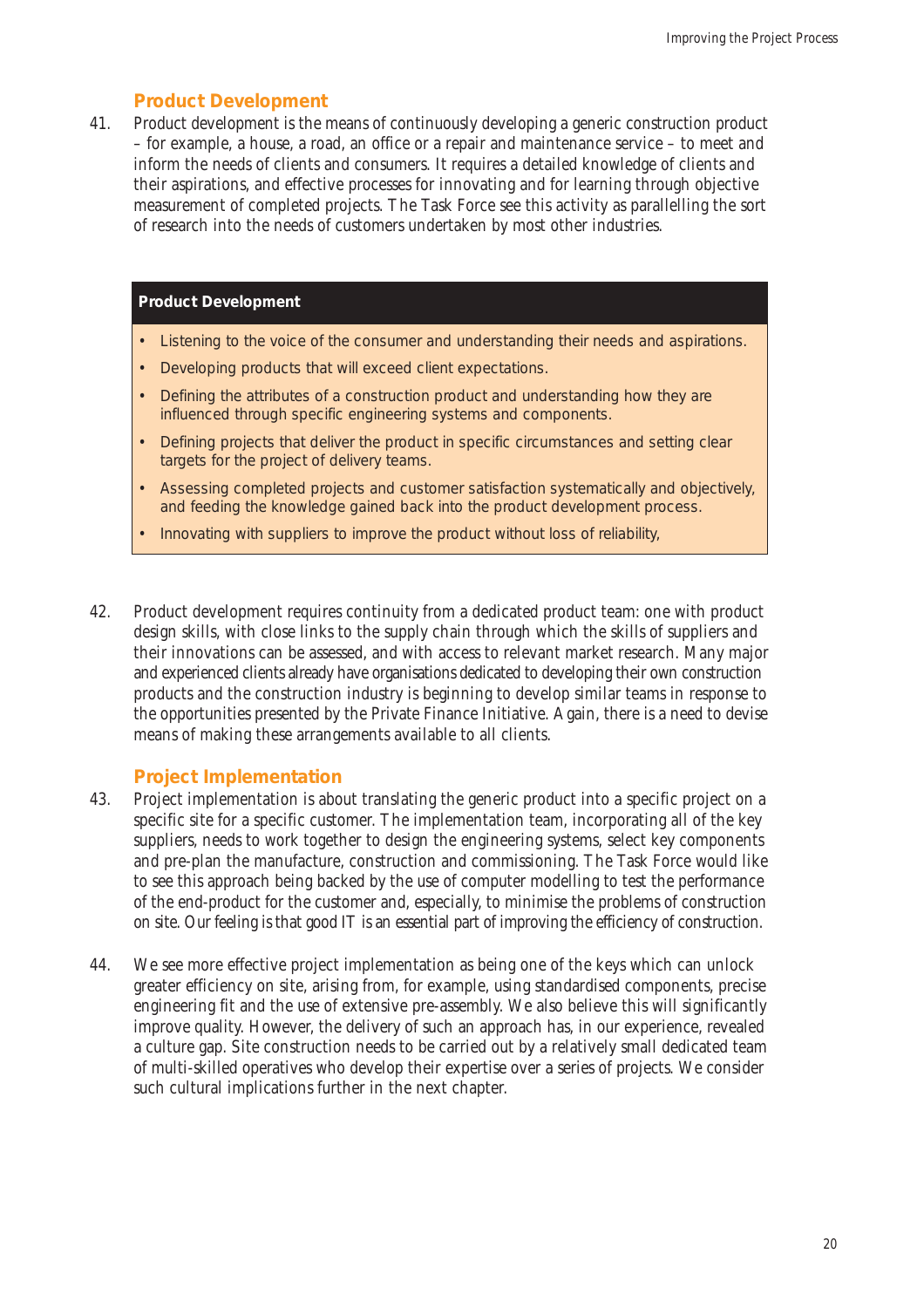## Product Development

41. Product development is the means of continuously developing a generic construction product – for example, a house, a road, an office or a repair and maintenance service – to meet and inform the needs of clients and consumers. It requires a detailed knowledge of clients and their aspirations, and effective processes for innovating and for learning through objective measurement of completed projects. The Task Force see this activity as parallelling the sort of research into the needs of customers undertaken by most other industries.

**Product Development**

- Listening to the voice of the consumer and understanding their needs and aspirations.
- Developing products that will exceed client expectations.
- Defining the attributes of a construction product and understanding how they are influenced through specific engineering systems and components.
- Defining projects that deliver the product in specific circumstances and setting clear targets for the project of delivery teams.
- Assessing completed projects and customer satisfaction systematically and objectively, and feeding the knowledge gained back into the product development process.
- Innovating with suppliers to improve the product without loss of reliability,

42. Product development requires continuity from a dedicated product team: one with product design skills, with close links to the supply chain through which the skills of suppliers and their innovations can be assessed, and with access to relevant market research. Many major and experienced clients already have organisations dedicated to developing their own construction products and the construction industry is beginning to develop similar teams in response to the opportunities presented by the Private Finance Initiative. Again, there is a need to devise means of making these arrangements available to all clients.

## Project Implementation

43. Project implementation is about translating the generic product into a specific project on a specific site for a specific customer. The implementation team, incorporating all of the key suppliers, needs to work together to design the engineering systems, select key components and pre-plan the manufacture, construction and commissioning. The Task Force would like to see this approach being backed by the use of computer modelling to test the performance of the end-product for the customer and, especially, to minimise the problems of construction on site. Our feeling is that good IT is an essential part of improving the efficiency of construction.

44. We see more effective project implementation as being one of the keys which can unlock greater efficiency on site, arising from, for example, using standardised components, precise engineering fit and the use of extensive pre-assembly. We also believe this will significantly improve quality. However, the delivery of such an approach has, in our experience, revealed a culture gap. Site construction needs to be carried out by a relatively small dedicated team of multi-skilled operatives who develop their expertise over a series of projects. We consider such cultural implications further in the next chapter.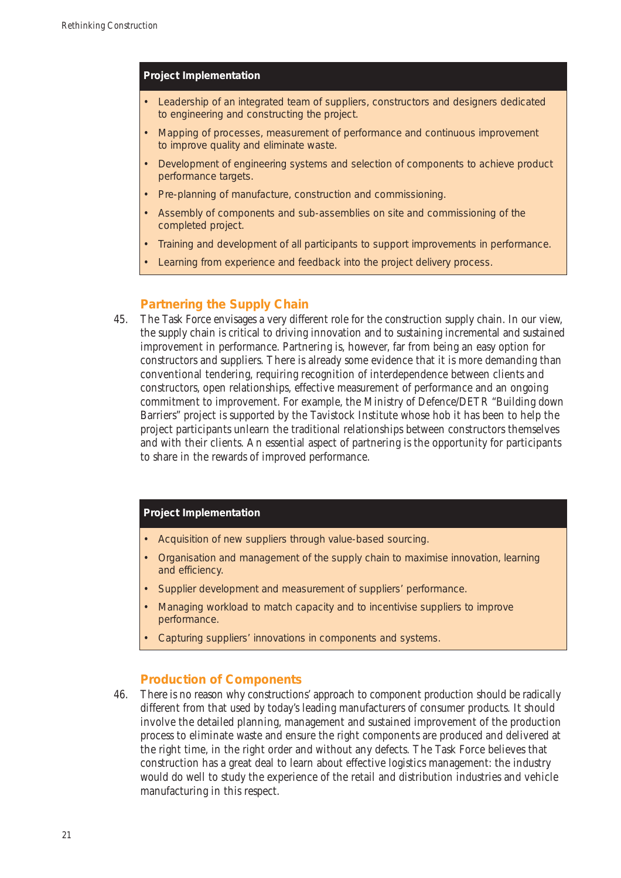**Project Implementation**

- Leadership of an integrated team of suppliers, constructors and designers dedicated to engineering and constructing the project.
- Mapping of processes, measurement of performance and continuous improvement to improve quality and eliminate waste.
- Development of engineering systems and selection of components to achieve product performance targets.
- Pre-planning of manufacture, construction and commissioning.
- Assembly of components and sub-assemblies on site and commissioning of the completed project.
- Training and development of all participants to support improvements in performance.
- Learning from experience and feedback into the project delivery process.

## Partnering the Supply Chain

45. The Task Force envisages a very different role for the construction supply chain. In our view, the supply chain is critical to driving innovation and to sustaining incremental and sustained improvement in performance. Partnering is, however, far from being an easy option for constructors and suppliers. There is already some evidence that it is more demanding than conventional tendering, requiring recognition of interdependence between clients and constructors, open relationships, effective measurement of performance and an ongoing commitment to improvement. For example, the Ministry of Defence/DETR "Building down Barriers" project is supported by the Tavistock Institute whose hob it has been to help the project participants unlearn the traditional relationships between constructors themselves and with their clients. An essential aspect of partnering is the opportunity for participants to share in the rewards of improved performance.

**Project Implementation**

- Acquisition of new suppliers through value-based sourcing.
- Organisation and management of the supply chain to maximise innovation, learning and efficiency.
- Supplier development and measurement of suppliers' performance.
- Managing workload to match capacity and to incentivise suppliers to improve performance.
- Capturing suppliers' innovations in components and systems.

## Production of Components

46. There is no reason why constructions' approach to component production should be radically different from that used by today's leading manufacturers of consumer products. It should involve the detailed planning, management and sustained improvement of the production process to eliminate waste and ensure the right components are produced and delivered at the right time, in the right order and without any defects. The Task Force believes that construction has a great deal to learn about effective logistics management: the industry would do well to study the experience of the retail and distribution industries and vehicle manufacturing in this respect.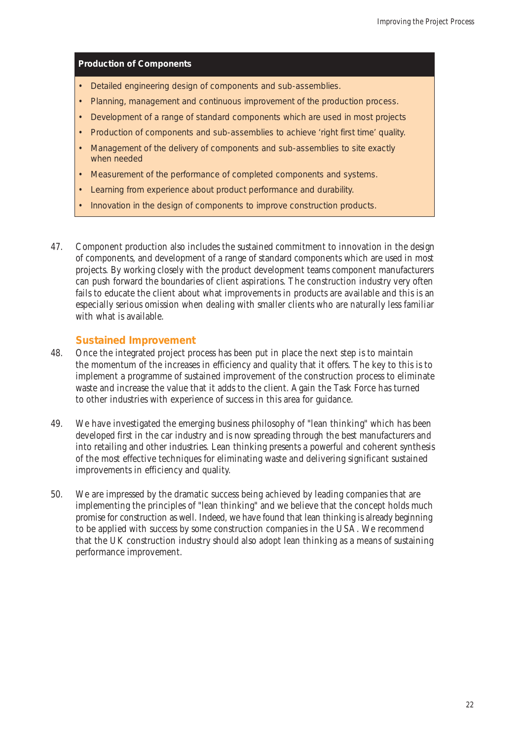**Production of Components**

- Detailed engineering design of components and sub-assemblies.
- Planning, management and continuous improvement of the production process.
- Development of a range of standard components which are used in most projects
- Production of components and sub-assemblies to achieve 'right first time' quality.
- Management of the delivery of components and sub-assemblies to site exactly when needed
- Measurement of the performance of completed components and systems.
- Learning from experience about product performance and durability.
- Innovation in the design of components to improve construction products.

47. Component production also includes the sustained commitment to innovation in the design of components, and development of a range of standard components which are used in most projects. By working closely with the product development teams component manufacturers can push forward the boundaries of client aspirations. The construction industry very often fails to educate the client about what improvements in products are available and this is an especially serious omission when dealing with smaller clients who are naturally less familiar with what is available.

### Sustained Improvement

48. Once the integrated project process has been put in place the next step is to maintain the momentum of the increases in efficiency and quality that it offers. The key to this is to implement a programme of sustained improvement of the construction process to eliminate waste and increase the value that it adds to the client. Again the Task Force has turned to other industries with experience of success in this area for guidance.

49. We have investigated the emerging business philosophy of "lean thinking" which has been developed first in the car industry and is now spreading through the best manufacturers and into retailing and other industries. Lean thinking presents a powerful and coherent synthesis of the most effective techniques for eliminating waste and delivering significant sustained improvements in efficiency and quality.

50. We are impressed by the dramatic success being achieved by leading companies that are implementing the principles of "lean thinking" and we believe that the concept holds much promise for construction as well. Indeed, we have found that lean thinking is already beginning to be applied with success by some construction companies in the USA. We recommend that the UK construction industry should also adopt lean thinking as a means of sustaining performance improvement.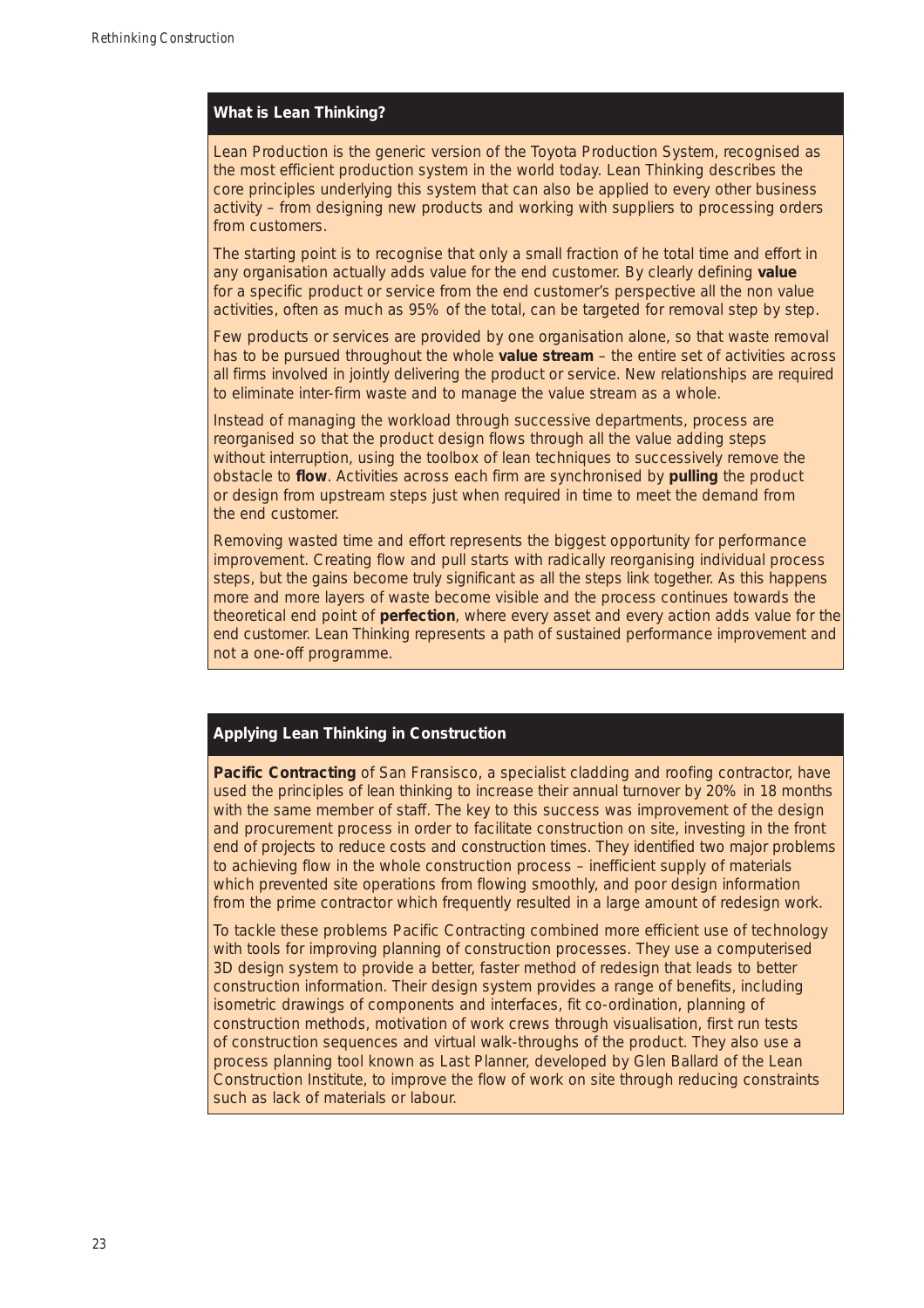## What is Lean Thinking?

Lean Production is the generic version of the Toyota Production System, recognised as the most efficient production system in the world today. Lean Thinking describes the core principles underlying this system that can also be applied to every other business activity – from designing new products and working with suppliers to processing orders from customers.

The starting point is to recognise that only a small fraction of he total time and effort in any organisation actually adds value for the end customer. By clearly defining **value** for a specific product or service from the end customer's perspective all the non value activities, often as much as 95% of the total, can be targeted for removal step by step.

Few products or services are provided by one organisation alone, so that waste removal has to be pursued throughout the whole **value stream** – the entire set of activities across all firms involved in jointly delivering the product or service. New relationships are required to eliminate inter-firm waste and to manage the value stream as a whole.

Instead of managing the workload through successive departments, process are reorganised so that the product design flows through all the value adding steps without interruption, using the toolbox of lean techniques to successively remove the obstacle to **flow**. Activities across each firm are synchronised by **pulling** the product or design from upstream steps just when required in time to meet the demand from the end customer.

Removing wasted time and effort represents the biggest opportunity for performance improvement. Creating flow and pull starts with radically reorganising individual process steps, but the gains become truly significant as all the steps link together. As this happens more and more layers of waste become visible and the process continues towards the theoretical end point of **perfection**, where every asset and every action adds value for the end customer. Lean Thinking represents a path of sustained performance improvement and not a one-off programme.

## Applying Lean Thinking in Construction

**Pacific Contracting** of San Fransisco, a specialist cladding and roofing contractor, have used the principles of lean thinking to increase their annual turnover by 20% in 18 months with the same member of staff. The key to this success was improvement of the design and procurement process in order to facilitate construction on site, investing in the front end of projects to reduce costs and construction times. They identified two major problems to achieving flow in the whole construction process – inefficient supply of materials which prevented site operations from flowing smoothly, and poor design information from the prime contractor which frequently resulted in a large amount of redesign work.

To tackle these problems Pacific Contracting combined more efficient use of technology with tools for improving planning of construction processes. They use a computerised 3D design system to provide a better, faster method of redesign that leads to better construction information. Their design system provides a range of benefits, including isometric drawings of components and interfaces, fit co-ordination, planning of construction methods, motivation of work crews through visualisation, first run tests of construction sequences and virtual walk-throughs of the product. They also use a process planning tool known as Last Planner, developed by Glen Ballard of the Lean Construction Institute, to improve the flow of work on site through reducing constraints such as lack of materials or labour.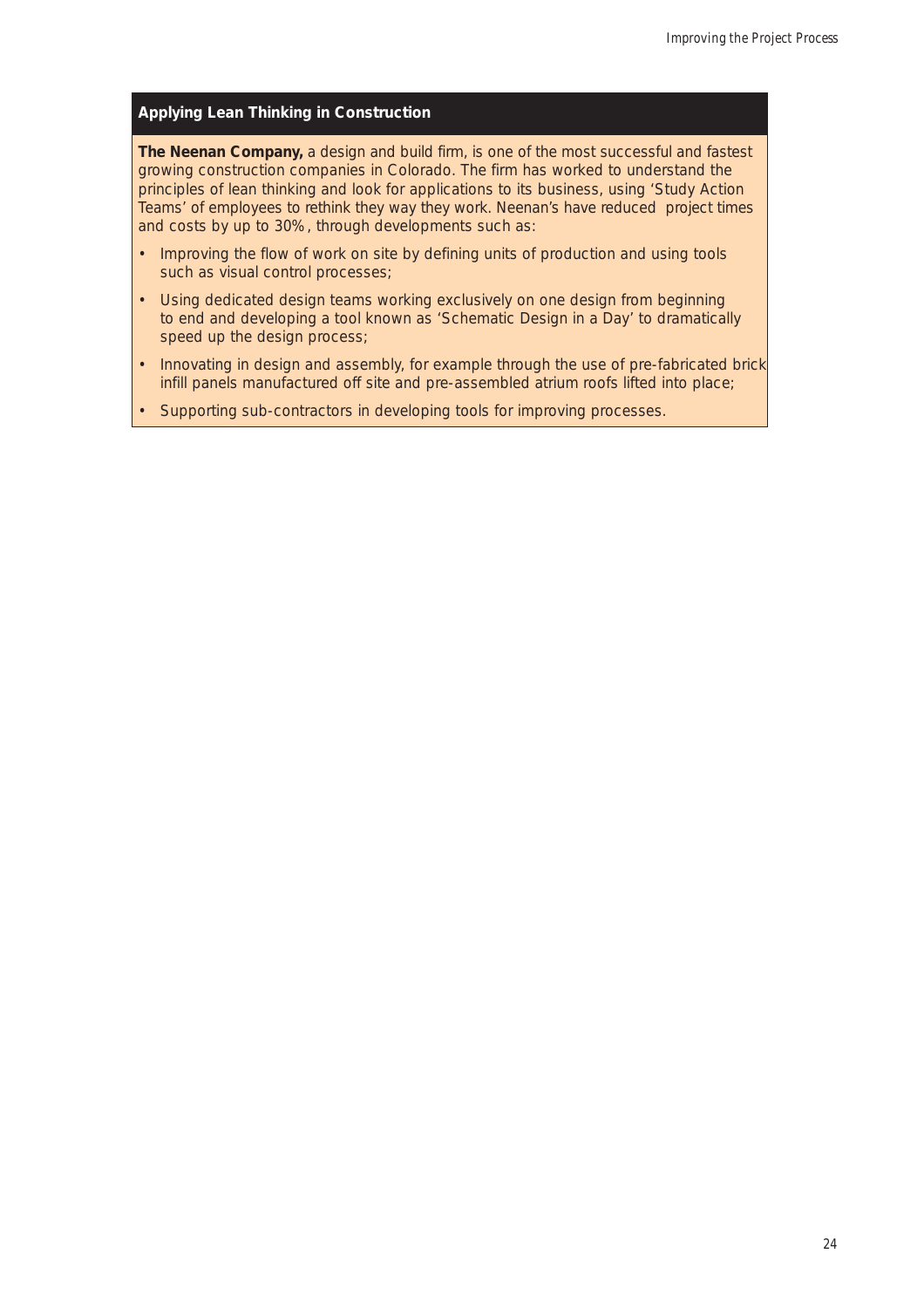### Applying Lean Thinking in Construction

**The Neenan Company,** a design and build firm, is one of the most successful and fastest growing construction companies in Colorado. The firm has worked to understand the principles of lean thinking and look for applications to its business, using 'Study Action Teams' of employees to rethink they way they work. Neenan's have reduced project times and costs by up to 30%, through developments such as:

- Improving the flow of work on site by defining units of production and using tools such as visual control processes;
- Using dedicated design teams working exclusively on one design from beginning to end and developing a tool known as 'Schematic Design in a Day' to dramatically speed up the design process;
- Innovating in design and assembly, for example through the use of pre-fabricated brick infill panels manufactured off site and pre-assembled atrium roofs lifted into place;
- Supporting sub-contractors in developing tools for improving processes.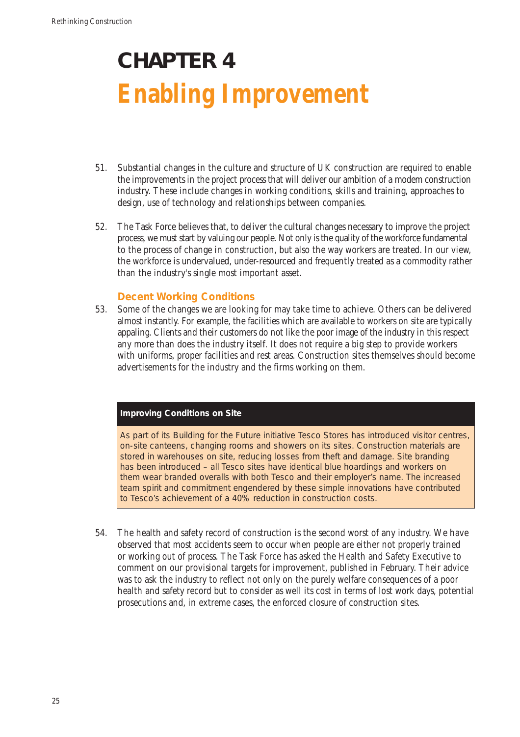# CHAPTER 4
# Enabling Improvement

51. Substantial changes in the culture and structure of UK construction are required to enable the improvements in the project process that will deliver our ambition of a modern construction industry. These include changes in working conditions, skills and training, approaches to design, use of technology and relationships between companies.

52. The Task Force believes that, to deliver the cultural changes necessary to improve the project process, we must start by valuing our people. Not only is the quality of the workforce fundamental to the process of change in construction, but also the way workers are treated. In our view, the workforce is undervalued, under-resourced and frequently treated as a commodity rather than the industry's single most important asset.

### Decent Working Conditions

53. Some of the changes we are looking for may take time to achieve. Others can be delivered almost instantly. For example, the facilities which are available to workers on site are typically appaling. Clients and their customers do not like the poor image of the industry in this respect any more than does the industry itself. It does not require a big step to provide workers with uniforms, proper facilities and rest areas. Construction sites themselves should become advertisements for the industry and the firms working on them.

**Improving Conditions on Site**

As part of its Building for the Future initiative Tesco Stores has introduced visitor centres, on-site canteens, changing rooms and showers on its sites. Construction materials are stored in warehouses on site, reducing losses from theft and damage. Site branding has been introduced – all Tesco sites have identical blue hoardings and workers on them wear branded overalls with both Tesco and their employer's name. The increased team spirit and commitment engendered by these simple innovations have contributed to Tesco's achievement of a 40% reduction in construction costs.

54. The health and safety record of construction is the second worst of any industry. We have observed that most accidents seem to occur when people are either not properly trained or working out of process. The Task Force has asked the Health and Safety Executive to comment on our provisional targets for improvement, published in February. Their advice was to ask the industry to reflect not only on the purely welfare consequences of a poor health and safety record but to consider as well its cost in terms of lost work days, potential prosecutions and, in extreme cases, the enforced closure of construction sites.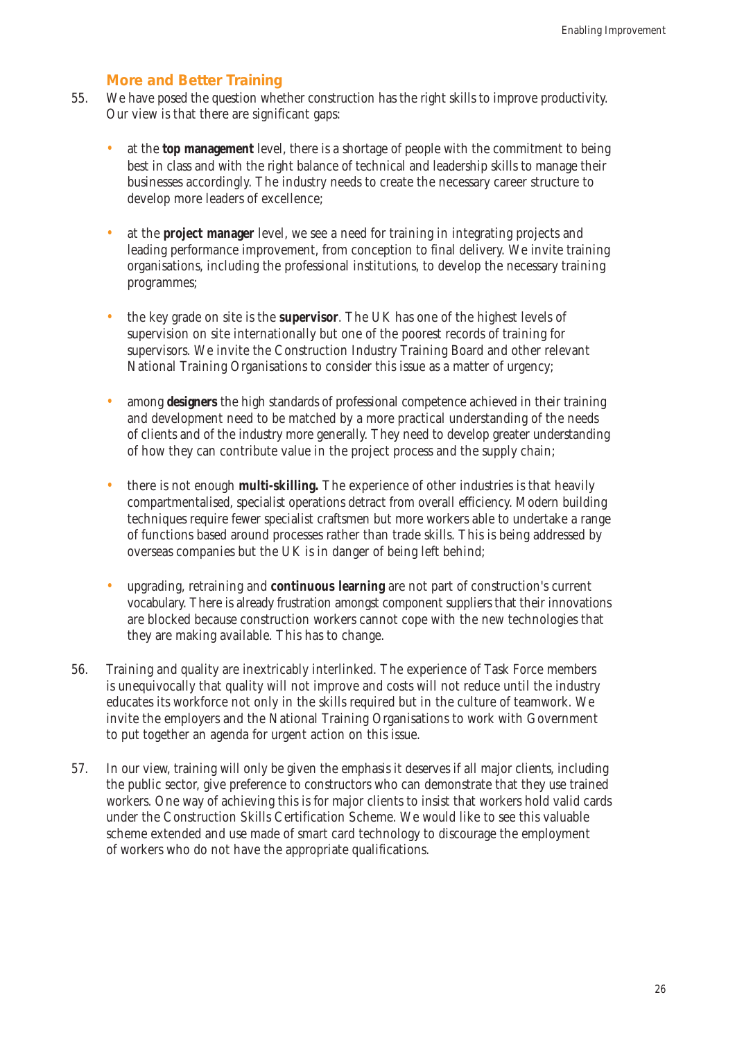## More and Better Training

55. We have posed the question whether construction has the right skills to improve productivity. Our view is that there are significant gaps:

    - at the **top management** level, there is a shortage of people with the commitment to being best in class and with the right balance of technical and leadership skills to manage their businesses accordingly. The industry needs to create the necessary career structure to develop more leaders of excellence;

    - at the **project manager** level, we see a need for training in integrating projects and leading performance improvement, from conception to final delivery. We invite training organisations, including the professional institutions, to develop the necessary training programmes;

    - the key grade on site is the **supervisor**. The UK has one of the highest levels of supervision on site internationally but one of the poorest records of training for supervisors. We invite the Construction Industry Training Board and other relevant National Training Organisations to consider this issue as a matter of urgency;

    - among **designers** the high standards of professional competence achieved in their training and development need to be matched by a more practical understanding of the needs of clients and of the industry more generally. They need to develop greater understanding of how they can contribute value in the project process and the supply chain;

    - there is not enough **multi-skilling.** The experience of other industries is that heavily compartmentalised, specialist operations detract from overall efficiency. Modern building techniques require fewer specialist craftsmen but more workers able to undertake a range of functions based around processes rather than trade skills. This is being addressed by overseas companies but the UK is in danger of being left behind;

    - upgrading, retraining and **continuous learning** are not part of construction's current vocabulary. There is already frustration amongst component suppliers that their innovations are blocked because construction workers cannot cope with the new technologies that they are making available. This has to change.

56. Training and quality are inextricably interlinked. The experience of Task Force members is unequivocally that quality will not improve and costs will not reduce until the industry educates its workforce not only in the skills required but in the culture of teamwork. We invite the employers and the National Training Organisations to work with Government to put together an agenda for urgent action on this issue.

57. In our view, training will only be given the emphasis it deserves if all major clients, including the public sector, give preference to constructors who can demonstrate that they use trained workers. One way of achieving this is for major clients to insist that workers hold valid cards under the Construction Skills Certification Scheme. We would like to see this valuable scheme extended and use made of smart card technology to discourage the employment of workers who do not have the appropriate qualifications.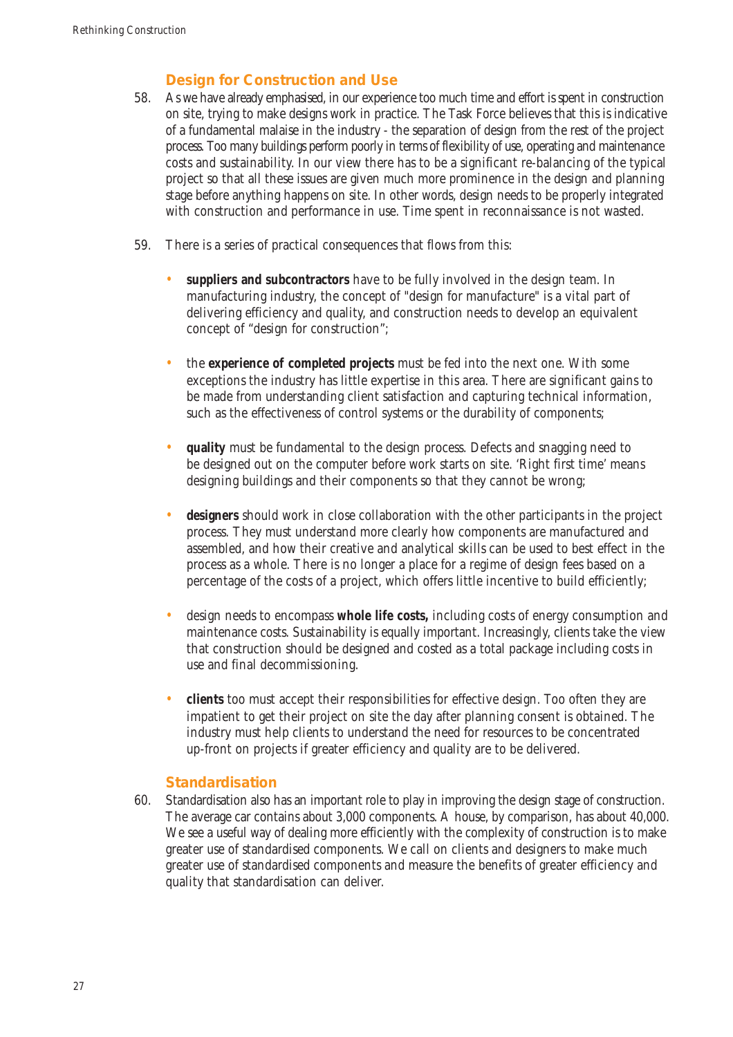## Design for Construction and Use

58. As we have already emphasised, in our experience too much time and effort is spent in construction on site, trying to make designs work in practice. The Task Force believes that this is indicative of a fundamental malaise in the industry - the separation of design from the rest of the project process. Too many buildings perform poorly in terms of flexibility of use, operating and maintenance costs and sustainability. In our view there has to be a significant re-balancing of the typical project so that all these issues are given much more prominence in the design and planning stage before anything happens on site. In other words, design needs to be properly integrated with construction and performance in use. Time spent in reconnaissance is not wasted.

59. There is a series of practical consequences that flows from this:

   - **suppliers and subcontractors** have to be fully involved in the design team. In manufacturing industry, the concept of "design for manufacture" is a vital part of delivering efficiency and quality, and construction needs to develop an equivalent concept of "design for construction";

   - the **experience of completed projects** must be fed into the next one. With some exceptions the industry has little expertise in this area. There are significant gains to be made from understanding client satisfaction and capturing technical information, such as the effectiveness of control systems or the durability of components;

   - **quality** must be fundamental to the design process. Defects and snagging need to be designed out on the computer before work starts on site. 'Right first time' means designing buildings and their components so that they cannot be wrong;

   - **designers** should work in close collaboration with the other participants in the project process. They must understand more clearly how components are manufactured and assembled, and how their creative and analytical skills can be used to best effect in the process as a whole. There is no longer a place for a regime of design fees based on a percentage of the costs of a project, which offers little incentive to build efficiently;

   - design needs to encompass **whole life costs,** including costs of energy consumption and maintenance costs. Sustainability is equally important. Increasingly, clients take the view that construction should be designed and costed as a total package including costs in use and final decommissioning.

   - **clients** too must accept their responsibilities for effective design. Too often they are impatient to get their project on site the day after planning consent is obtained. The industry must help clients to understand the need for resources to be concentrated up-front on projects if greater efficiency and quality are to be delivered.

## Standardisation

60. Standardisation also has an important role to play in improving the design stage of construction. The average car contains about 3,000 components. A house, by comparison, has about 40,000. We see a useful way of dealing more efficiently with the complexity of construction is to make greater use of standardised components. We call on clients and designers to make much greater use of standardised components and measure the benefits of greater efficiency and quality that standardisation can deliver.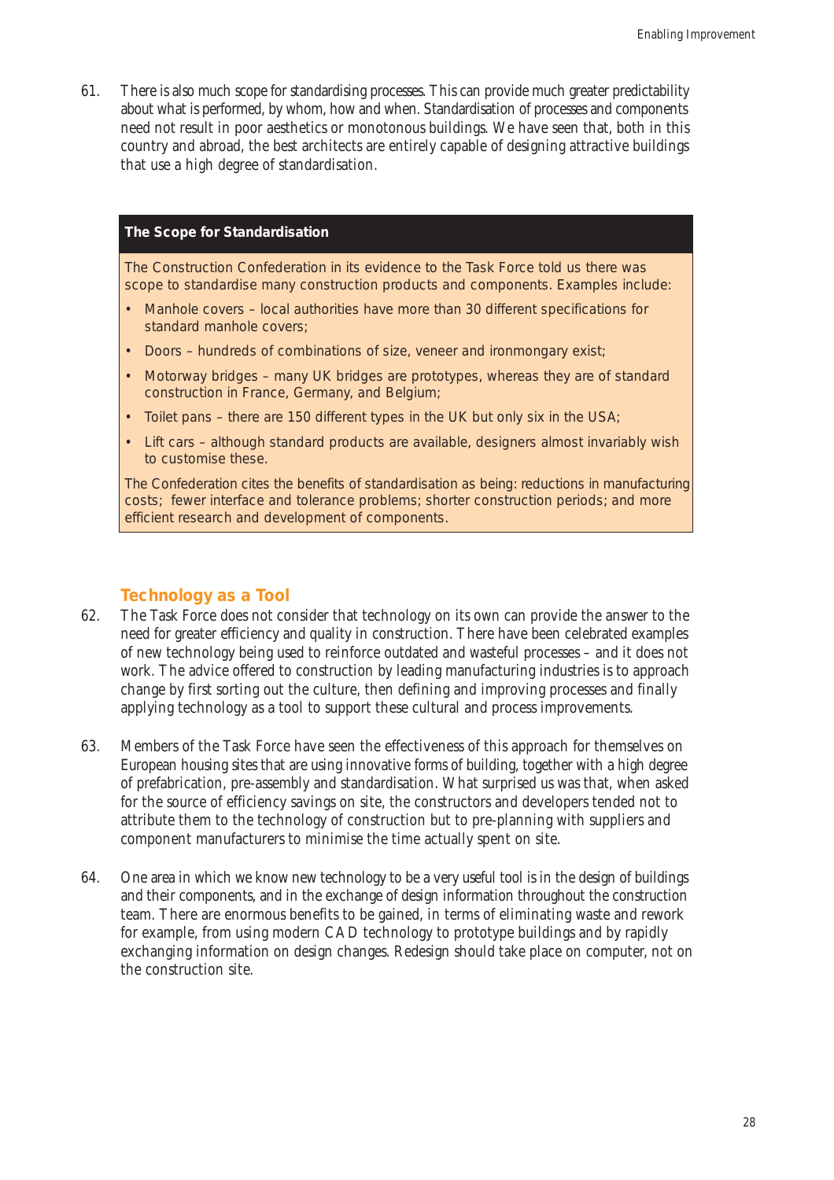61. There is also much scope for standardising processes. This can provide much greater predictability about what is performed, by whom, how and when. Standardisation of processes and components need not result in poor aesthetics or monotonous buildings. We have seen that, both in this country and abroad, the best architects are entirely capable of designing attractive buildings that use a high degree of standardisation.

> **The Scope for Standardisation**
>
> The Construction Confederation in its evidence to the Task Force told us there was scope to standardise many construction products and components. Examples include:
>
> - Manhole covers – local authorities have more than 30 different specifications for standard manhole covers;
> - Doors – hundreds of combinations of size, veneer and ironmongary exist;
> - Motorway bridges – many UK bridges are prototypes, whereas they are of standard construction in France, Germany, and Belgium;
> - Toilet pans – there are 150 different types in the UK but only six in the USA;
> - Lift cars – although standard products are available, designers almost invariably wish to customise these.
>
> The Confederation cites the benefits of standardisation as being: reductions in manufacturing costs; fewer interface and tolerance problems; shorter construction periods; and more efficient research and development of components.

## Technology as a Tool

62. The Task Force does not consider that technology on its own can provide the answer to the need for greater efficiency and quality in construction. There have been celebrated examples of new technology being used to reinforce outdated and wasteful processes – and it does not work. The advice offered to construction by leading manufacturing industries is to approach change by first sorting out the culture, then defining and improving processes and finally applying technology as a tool to support these cultural and process improvements.

63. Members of the Task Force have seen the effectiveness of this approach for themselves on European housing sites that are using innovative forms of building, together with a high degree of prefabrication, pre-assembly and standardisation. What surprised us was that, when asked for the source of efficiency savings on site, the constructors and developers tended not to attribute them to the technology of construction but to pre-planning with suppliers and component manufacturers to minimise the time actually spent on site.

64. One area in which we know new technology to be a very useful tool is in the design of buildings and their components, and in the exchange of design information throughout the construction team. There are enormous benefits to be gained, in terms of eliminating waste and rework for example, from using modern CAD technology to prototype buildings and by rapidly exchanging information on design changes. Redesign should take place on computer, not on the construction site.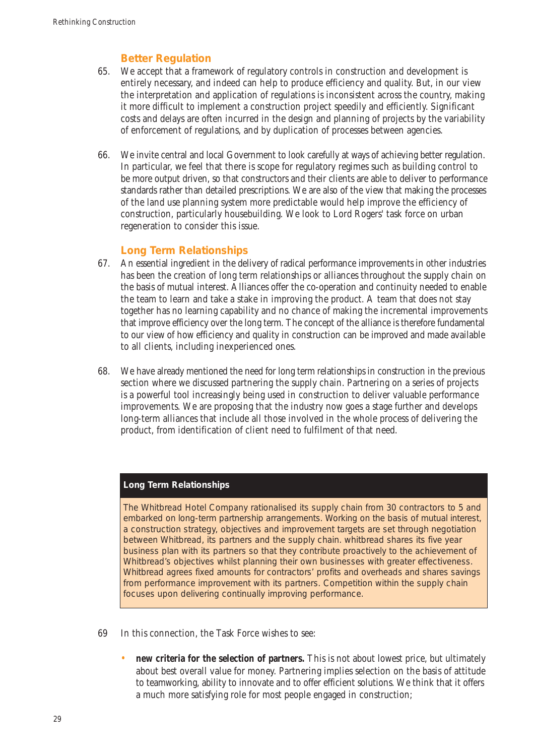## Better Regulation

65. We accept that a framework of regulatory controls in construction and development is entirely necessary, and indeed can help to produce efficiency and quality. But, in our view the interpretation and application of regulations is inconsistent across the country, making it more difficult to implement a construction project speedily and efficiently. Significant costs and delays are often incurred in the design and planning of projects by the variability of enforcement of regulations, and by duplication of processes between agencies.

66. We invite central and local Government to look carefully at ways of achieving better regulation. In particular, we feel that there is scope for regulatory regimes such as building control to be more output driven, so that constructors and their clients are able to deliver to performance standards rather than detailed prescriptions. We are also of the view that making the processes of the land use planning system more predictable would help improve the efficiency of construction, particularly housebuilding. We look to Lord Rogers' task force on urban regeneration to consider this issue.

## Long Term Relationships

67. An essential ingredient in the delivery of radical performance improvements in other industries has been the creation of long term relationships or alliances throughout the supply chain on the basis of mutual interest. Alliances offer the co-operation and continuity needed to enable the team to learn and take a stake in improving the product. A team that does not stay together has no learning capability and no chance of making the incremental improvements that improve efficiency over the long term. The concept of the alliance is therefore fundamental to our view of how efficiency and quality in construction can be improved and made available to all clients, including inexperienced ones.

68. We have already mentioned the need for long term relationships in construction in the previous section where we discussed partnering the supply chain. Partnering on a series of projects is a powerful tool increasingly being used in construction to deliver valuable performance improvements. We are proposing that the industry now goes a stage further and develops long-term alliances that include all those involved in the whole process of delivering the product, from identification of client need to fulfilment of that need.

> **Long Term Relationships**
>
> The Whitbread Hotel Company rationalised its supply chain from 30 contractors to 5 and embarked on long-term partnership arrangements. Working on the basis of mutual interest, a construction strategy, objectives and improvement targets are set through negotiation between Whitbread, its partners and the supply chain. whitbread shares its five year business plan with its partners so that they contribute proactively to the achievement of Whitbread's objectives whilst planning their own businesses with greater effectiveness. Whitbread agrees fixed amounts for contractors' profits and overheads and shares savings from performance improvement with its partners. Competition within the supply chain focuses upon delivering continually improving performance.

69 In this connection, the Task Force wishes to see:

- **new criteria for the selection of partners.** This is not about lowest price, but ultimately about best overall value for money. Partnering implies selection on the basis of attitude to teamworking, ability to innovate and to offer efficient solutions. We think that it offers a much more satisfying role for most people engaged in construction;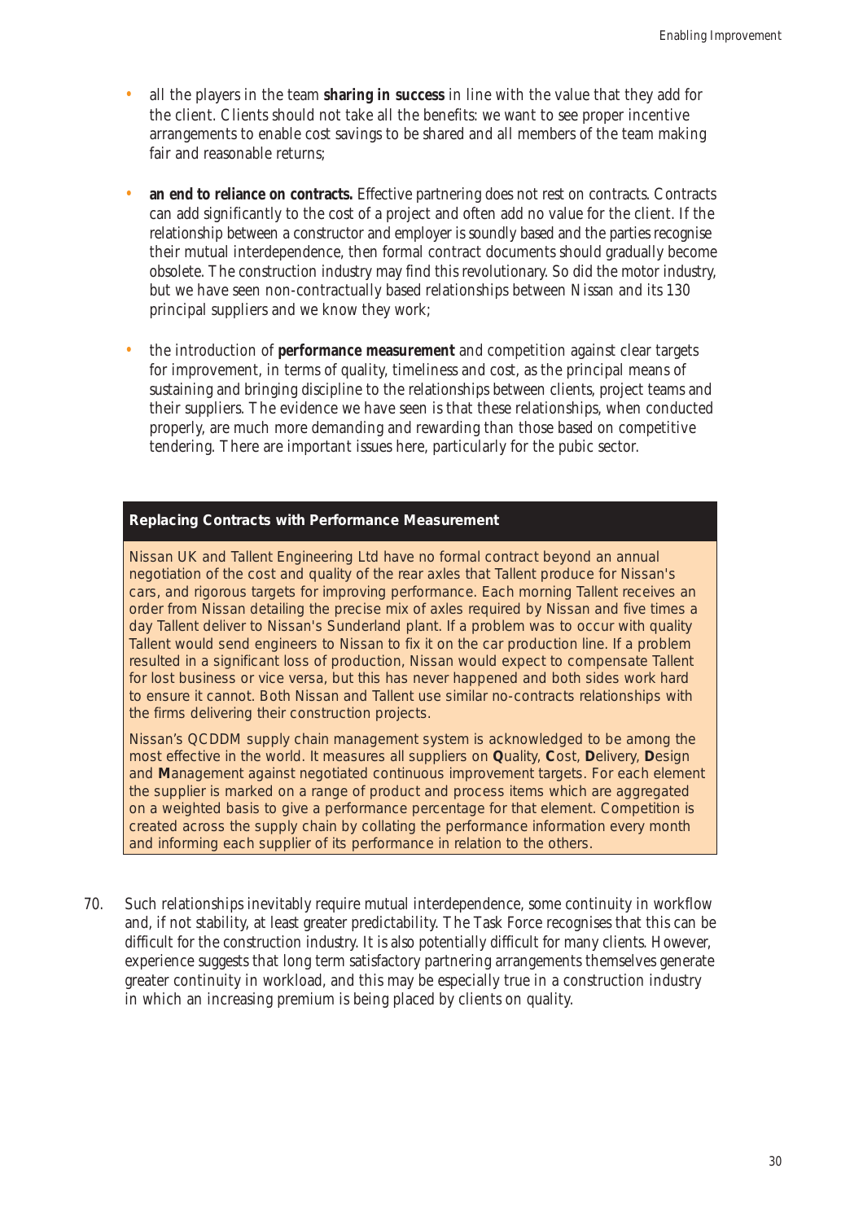- all the players in the team **sharing in success** in line with the value that they add for the client. Clients should not take all the benefits: we want to see proper incentive arrangements to enable cost savings to be shared and all members of the team making fair and reasonable returns;

- **an end to reliance on contracts.** Effective partnering does not rest on contracts. Contracts can add significantly to the cost of a project and often add no value for the client. If the relationship between a constructor and employer is soundly based and the parties recognise their mutual interdependence, then formal contract documents should gradually become obsolete. The construction industry may find this revolutionary. So did the motor industry, but we have seen non-contractually based relationships between Nissan and its 130 principal suppliers and we know they work;

- the introduction of **performance measurement** and competition against clear targets for improvement, in terms of quality, timeliness and cost, as the principal means of sustaining and bringing discipline to the relationships between clients, project teams and their suppliers. The evidence we have seen is that these relationships, when conducted properly, are much more demanding and rewarding than those based on competitive tendering. There are important issues here, particularly for the pubic sector.

**Replacing Contracts with Performance Measurement**

Nissan UK and Tallent Engineering Ltd have no formal contract beyond an annual negotiation of the cost and quality of the rear axles that Tallent produce for Nissan's cars, and rigorous targets for improving performance. Each morning Tallent receives an order from Nissan detailing the precise mix of axles required by Nissan and five times a day Tallent deliver to Nissan's Sunderland plant. If a problem was to occur with quality Tallent would send engineers to Nissan to fix it on the car production line. If a problem resulted in a significant loss of production, Nissan would expect to compensate Tallent for lost business or vice versa, but this has never happened and both sides work hard to ensure it cannot. Both Nissan and Tallent use similar no-contracts relationships with the firms delivering their construction projects.

Nissan's QCDDM supply chain management system is acknowledged to be among the most effective in the world. It measures all suppliers on **Q**uality, **C**ost, **D**elivery, **D**esign and **M**anagement against negotiated continuous improvement targets. For each element the supplier is marked on a range of product and process items which are aggregated on a weighted basis to give a performance percentage for that element. Competition is created across the supply chain by collating the performance information every month and informing each supplier of its performance in relation to the others.

70. Such relationships inevitably require mutual interdependence, some continuity in workflow and, if not stability, at least greater predictability. The Task Force recognises that this can be difficult for the construction industry. It is also potentially difficult for many clients. However, experience suggests that long term satisfactory partnering arrangements themselves generate greater continuity in workload, and this may be especially true in a construction industry in which an increasing premium is being placed by clients on quality.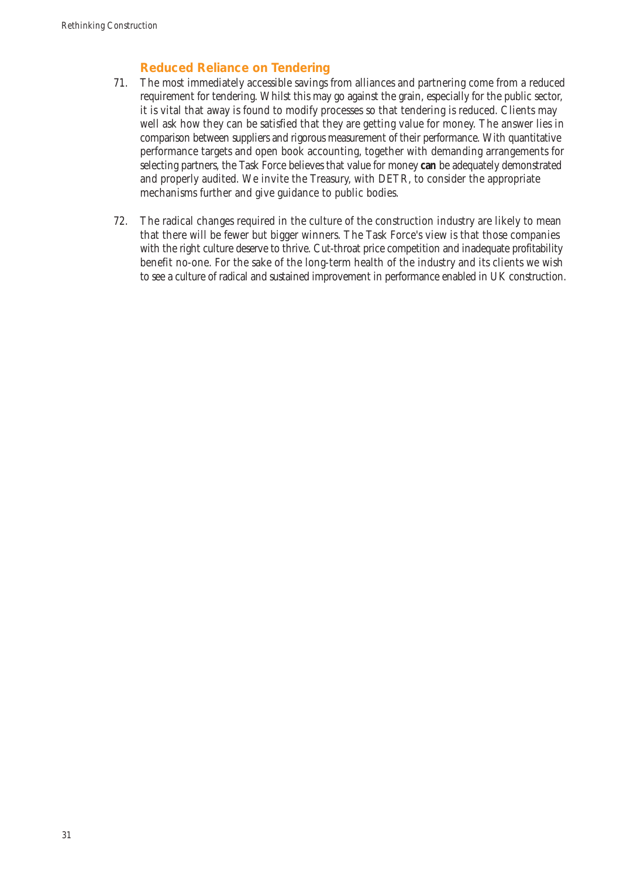### Reduced Reliance on Tendering

71. The most immediately accessible savings from alliances and partnering come from a reduced requirement for tendering. Whilst this may go against the grain, especially for the public sector, it is vital that away is found to modify processes so that tendering is reduced. Clients may well ask how they can be satisfied that they are getting value for money. The answer lies in comparison between suppliers and rigorous measurement of their performance. With quantitative performance targets and open book accounting, together with demanding arrangements for selecting partners, the Task Force believes that value for money **can** be adequately demonstrated and properly audited. We invite the Treasury, with DETR, to consider the appropriate mechanisms further and give guidance to public bodies.

72. The radical changes required in the culture of the construction industry are likely to mean that there will be fewer but bigger winners. The Task Force's view is that those companies with the right culture deserve to thrive. Cut-throat price competition and inadequate profitability benefit no-one. For the sake of the long-term health of the industry and its clients we wish to see a culture of radical and sustained improvement in performance enabled in UK construction.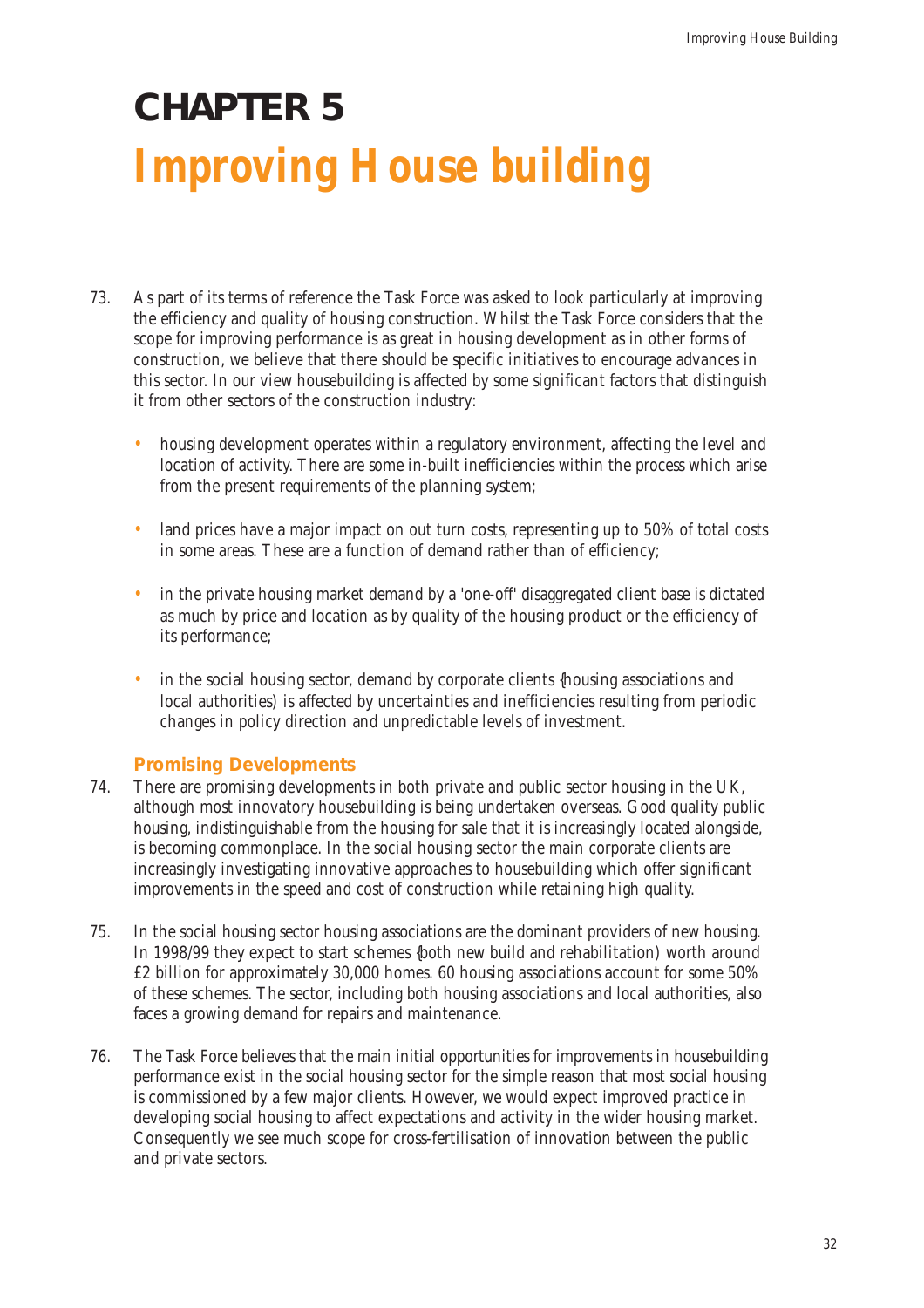# CHAPTER 5

# Improving House building

73. As part of its terms of reference the Task Force was asked to look particularly at improving the efficiency and quality of housing construction. Whilst the Task Force considers that the scope for improving performance is as great in housing development as in other forms of construction, we believe that there should be specific initiatives to encourage advances in this sector. In our view housebuilding is affected by some significant factors that distinguish it from other sectors of the construction industry:

   - housing development operates within a regulatory environment, affecting the level and location of activity. There are some in-built inefficiencies within the process which arise from the present requirements of the planning system;
   - land prices have a major impact on out turn costs, representing up to 50% of total costs in some areas. These are a function of demand rather than of efficiency;
   - in the private housing market demand by a 'one-off' disaggregated client base is dictated as much by price and location as by quality of the housing product or the efficiency of its performance;
   - in the social housing sector, demand by corporate clients (housing associations and local authorities) is affected by uncertainties and inefficiencies resulting from periodic changes in policy direction and unpredictable levels of investment.

## Promising Developments

74. There are promising developments in both private and public sector housing in the UK, although most innovatory housebuilding is being undertaken overseas. Good quality public housing, indistinguishable from the housing for sale that it is increasingly located alongside, is becoming commonplace. In the social housing sector the main corporate clients are increasingly investigating innovative approaches to housebuilding which offer significant improvements in the speed and cost of construction while retaining high quality.

75. In the social housing sector housing associations are the dominant providers of new housing. In 1998/99 they expect to start schemes (both new build and rehabilitation) worth around £2 billion for approximately 30,000 homes. 60 housing associations account for some 50% of these schemes. The sector, including both housing associations and local authorities, also faces a growing demand for repairs and maintenance.

76. The Task Force believes that the main initial opportunities for improvements in housebuilding performance exist in the social housing sector for the simple reason that most social housing is commissioned by a few major clients. However, we would expect improved practice in developing social housing to affect expectations and activity in the wider housing market. Consequently we see much scope for cross-fertilisation of innovation between the public and private sectors.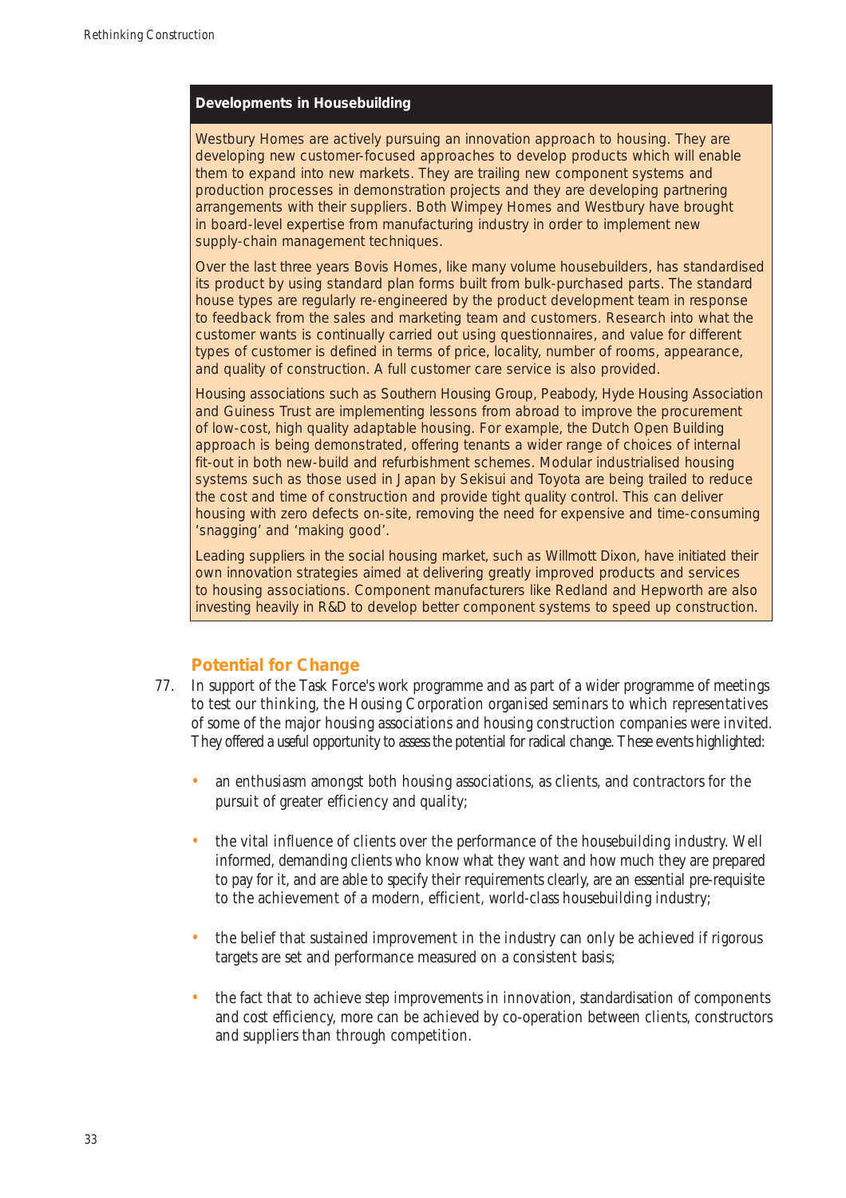### Developments in Housebuilding

Westbury Homes are actively pursuing an innovation approach to housing. They are developing new customer-focused approaches to develop products which will enable them to expand into new markets. They are trailing new component systems and production processes in demonstration projects and they are developing partnering arrangements with their suppliers. Both Wimpey Homes and Westbury have brought in board-level expertise from manufacturing industry in order to implement new supply-chain management techniques.

Over the last three years Bovis Homes, like many volume housebuilders, has standardised its product by using standard plan forms built from bulk-purchased parts. The standard house types are regularly re-engineered by the product development team in response to feedback from the sales and marketing team and customers. Research into what the customer wants is continually carried out using questionnaires, and value for different types of customer is defined in terms of price, locality, number of rooms, appearance, and quality of construction. A full customer care service is also provided.

Housing associations such as Southern Housing Group, Peabody, Hyde Housing Association and Guiness Trust are implementing lessons from abroad to improve the procurement of low-cost, high quality adaptable housing. For example, the Dutch Open Building approach is being demonstrated, offering tenants a wider range of choices of internal fit-out in both new-build and refurbishment schemes. Modular industrialised housing systems such as those used in Japan by Sekisui and Toyota are being trailed to reduce the cost and time of construction and provide tight quality control. This can deliver housing with zero defects on-site, removing the need for expensive and time-consuming 'snagging' and 'making good'.

Leading suppliers in the social housing market, such as Willmott Dixon, have initiated their own innovation strategies aimed at delivering greatly improved products and services to housing associations. Component manufacturers like Redland and Hepworth are also investing heavily in R&D to develop better component systems to speed up construction.

## Potential for Change

77. In support of the Task Force's work programme and as part of a wider programme of meetings to test our thinking, the Housing Corporation organised seminars to which representatives of some of the major housing associations and housing construction companies were invited. They offered a useful opportunity to assess the potential for radical change. These events highlighted:

- an enthusiasm amongst both housing associations, as clients, and contractors for the pursuit of greater efficiency and quality;
- the vital influence of clients over the performance of the housebuilding industry. Well informed, demanding clients who know what they want and how much they are prepared to pay for it, and are able to specify their requirements clearly, are an essential pre-requisite to the achievement of a modern, efficient, world-class housebuilding industry;
- the belief that sustained improvement in the industry can only be achieved if rigorous targets are set and performance measured on a consistent basis;
- the fact that to achieve step improvements in innovation, standardisation of components and cost efficiency, more can be achieved by co-operation between clients, constructors and suppliers than through competition.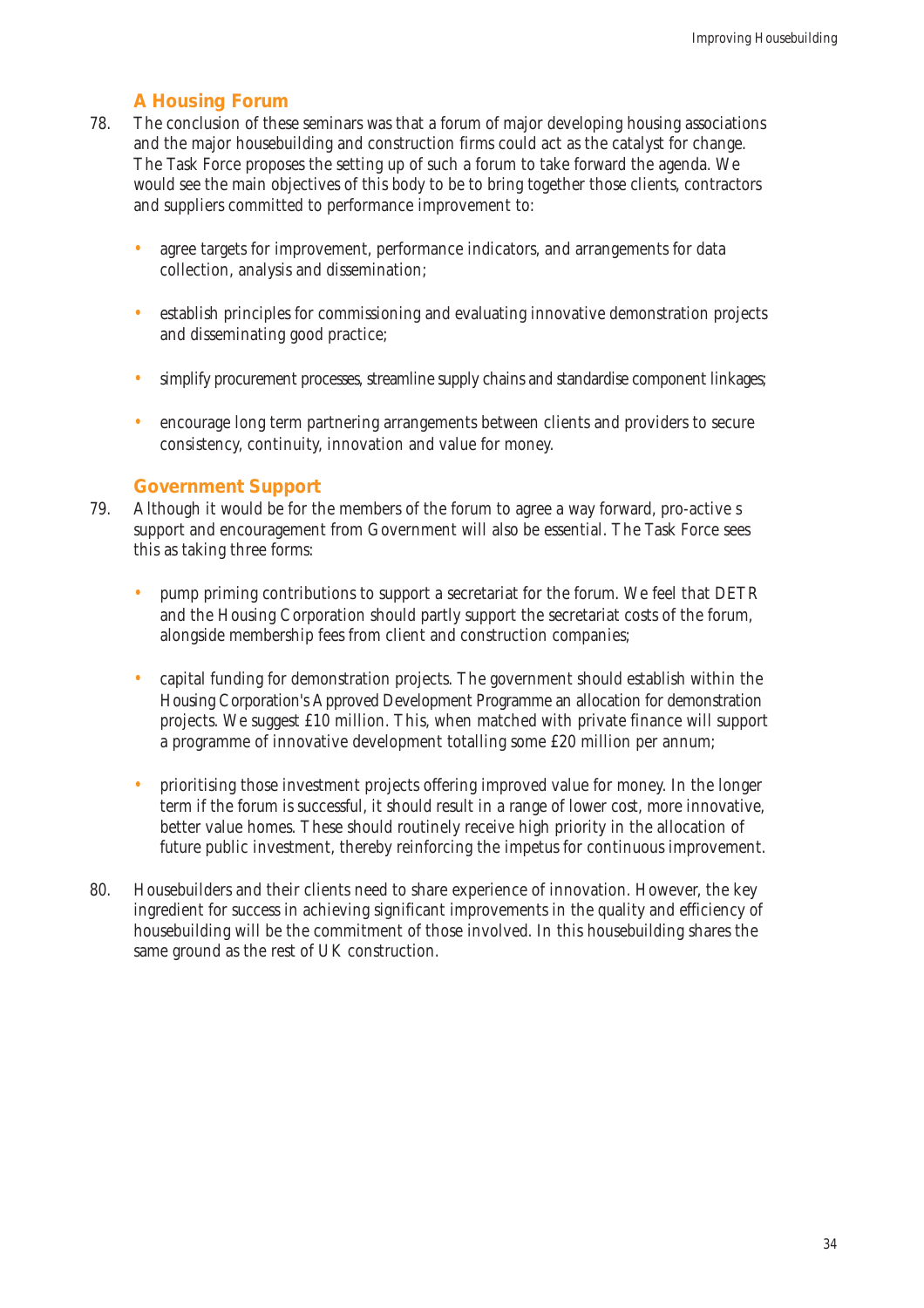### A Housing Forum

78. The conclusion of these seminars was that a forum of major developing housing associations and the major housebuilding and construction firms could act as the catalyst for change. The Task Force proposes the setting up of such a forum to take forward the agenda. We would see the main objectives of this body to be to bring together those clients, contractors and suppliers committed to performance improvement to:

- agree targets for improvement, performance indicators, and arrangements for data collection, analysis and dissemination;
- establish principles for commissioning and evaluating innovative demonstration projects and disseminating good practice;
- simplify procurement processes, streamline supply chains and standardise component linkages;
- encourage long term partnering arrangements between clients and providers to secure consistency, continuity, innovation and value for money.

### Government Support

79. Although it would be for the members of the forum to agree a way forward, pro-active s support and encouragement from Government will also be essential. The Task Force sees this as taking three forms:

- pump priming contributions to support a secretariat for the forum. We feel that DETR and the Housing Corporation should partly support the secretariat costs of the forum, alongside membership fees from client and construction companies;
- capital funding for demonstration projects. The government should establish within the Housing Corporation's Approved Development Programme an allocation for demonstration projects. We suggest £10 million. This, when matched with private finance will support a programme of innovative development totalling some £20 million per annum;
- prioritising those investment projects offering improved value for money. In the longer term if the forum is successful, it should result in a range of lower cost, more innovative, better value homes. These should routinely receive high priority in the allocation of future public investment, thereby reinforcing the impetus for continuous improvement.

80. Housebuilders and their clients need to share experience of innovation. However, the key ingredient for success in achieving significant improvements in the quality and efficiency of housebuilding will be the commitment of those involved. In this housebuilding shares the same ground as the rest of UK construction.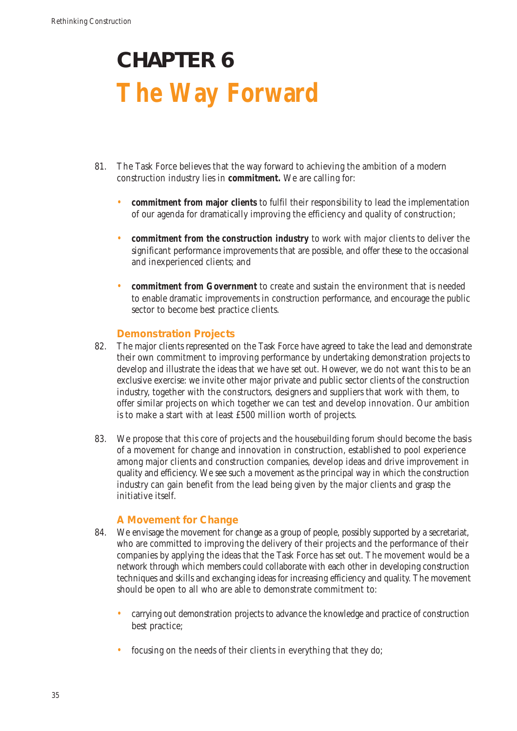# CHAPTER 6
# The Way Forward

81. The Task Force believes that the way forward to achieving the ambition of a modern construction industry lies in **commitment.** We are calling for:

- **commitment from major clients** to fulfil their responsibility to lead the implementation of our agenda for dramatically improving the efficiency and quality of construction;
- **commitment from the construction industry** to work with major clients to deliver the significant performance improvements that are possible, and offer these to the occasional and inexperienced clients; and
- **commitment from Government** to create and sustain the environment that is needed to enable dramatic improvements in construction performance, and encourage the public sector to become best practice clients.

### Demonstration Projects

82. The major clients represented on the Task Force have agreed to take the lead and demonstrate their own commitment to improving performance by undertaking demonstration projects to develop and illustrate the ideas that we have set out. However, we do not want this to be an exclusive exercise: we invite other major private and public sector clients of the construction industry, together with the constructors, designers and suppliers that work with them, to offer similar projects on which together we can test and develop innovation. Our ambition is to make a start with at least £500 million worth of projects.

83. We propose that this core of projects and the housebuilding forum should become the basis of a movement for change and innovation in construction, established to pool experience among major clients and construction companies, develop ideas and drive improvement in quality and efficiency. We see such a movement as the principal way in which the construction industry can gain benefit from the lead being given by the major clients and grasp the initiative itself.

### A Movement for Change

84. We envisage the movement for change as a group of people, possibly supported by a secretariat, who are committed to improving the delivery of their projects and the performance of their companies by applying the ideas that the Task Force has set out. The movement would be a network through which members could collaborate with each other in developing construction techniques and skills and exchanging ideas for increasing efficiency and quality. The movement should be open to all who are able to demonstrate commitment to:

- carrying out demonstration projects to advance the knowledge and practice of construction best practice;
- focusing on the needs of their clients in everything that they do;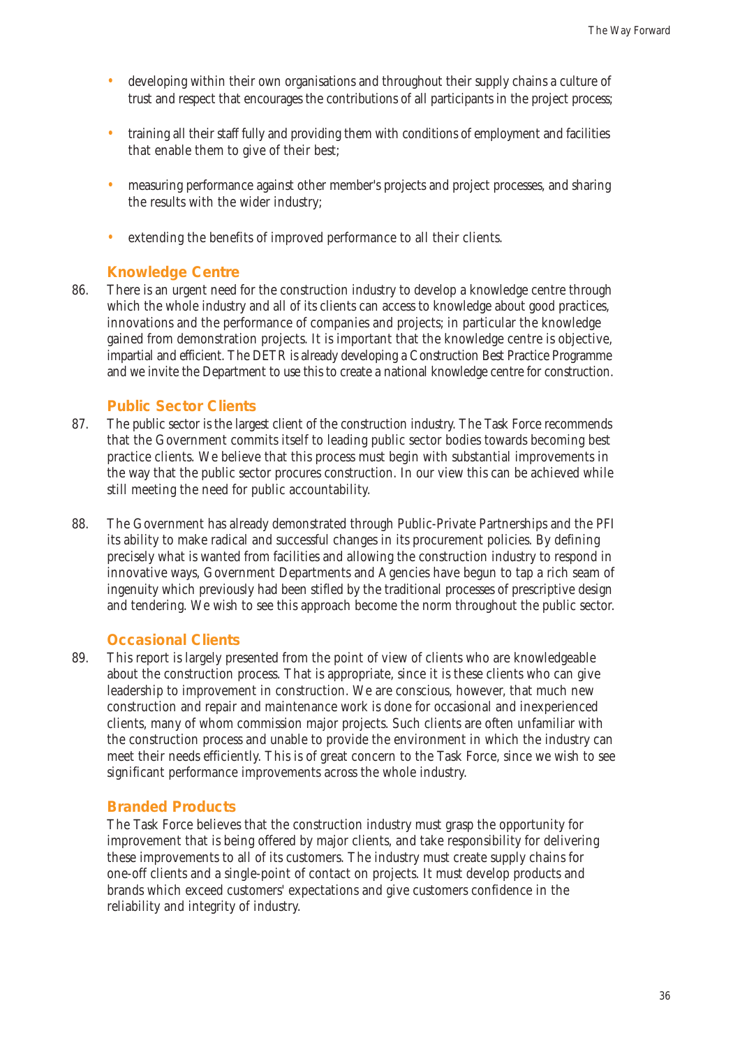- developing within their own organisations and throughout their supply chains a culture of trust and respect that encourages the contributions of all participants in the project process;
- training all their staff fully and providing them with conditions of employment and facilities that enable them to give of their best;
- measuring performance against other member's projects and project processes, and sharing the results with the wider industry;
- extending the benefits of improved performance to all their clients.

### Knowledge Centre

86. There is an urgent need for the construction industry to develop a knowledge centre through which the whole industry and all of its clients can access to knowledge about good practices, innovations and the performance of companies and projects; in particular the knowledge gained from demonstration projects. It is important that the knowledge centre is objective, impartial and efficient. The DETR is already developing a Construction Best Practice Programme and we invite the Department to use this to create a national knowledge centre for construction.

### Public Sector Clients

87. The public sector is the largest client of the construction industry. The Task Force recommends that the Government commits itself to leading public sector bodies towards becoming best practice clients. We believe that this process must begin with substantial improvements in the way that the public sector procures construction. In our view this can be achieved while still meeting the need for public accountability.

88. The Government has already demonstrated through Public-Private Partnerships and the PFI its ability to make radical and successful changes in its procurement policies. By defining precisely what is wanted from facilities and allowing the construction industry to respond in innovative ways, Government Departments and Agencies have begun to tap a rich seam of ingenuity which previously had been stifled by the traditional processes of prescriptive design and tendering. We wish to see this approach become the norm throughout the public sector.

### Occasional Clients

89. This report is largely presented from the point of view of clients who are knowledgeable about the construction process. That is appropriate, since it is these clients who can give leadership to improvement in construction. We are conscious, however, that much new construction and repair and maintenance work is done for occasional and inexperienced clients, many of whom commission major projects. Such clients are often unfamiliar with the construction process and unable to provide the environment in which the industry can meet their needs efficiently. This is of great concern to the Task Force, since we wish to see significant performance improvements across the whole industry.

### Branded Products

The Task Force believes that the construction industry must grasp the opportunity for improvement that is being offered by major clients, and take responsibility for delivering these improvements to all of its customers. The industry must create supply chains for one-off clients and a single-point of contact on projects. It must develop products and brands which exceed customers' expectations and give customers confidence in the reliability and integrity of industry.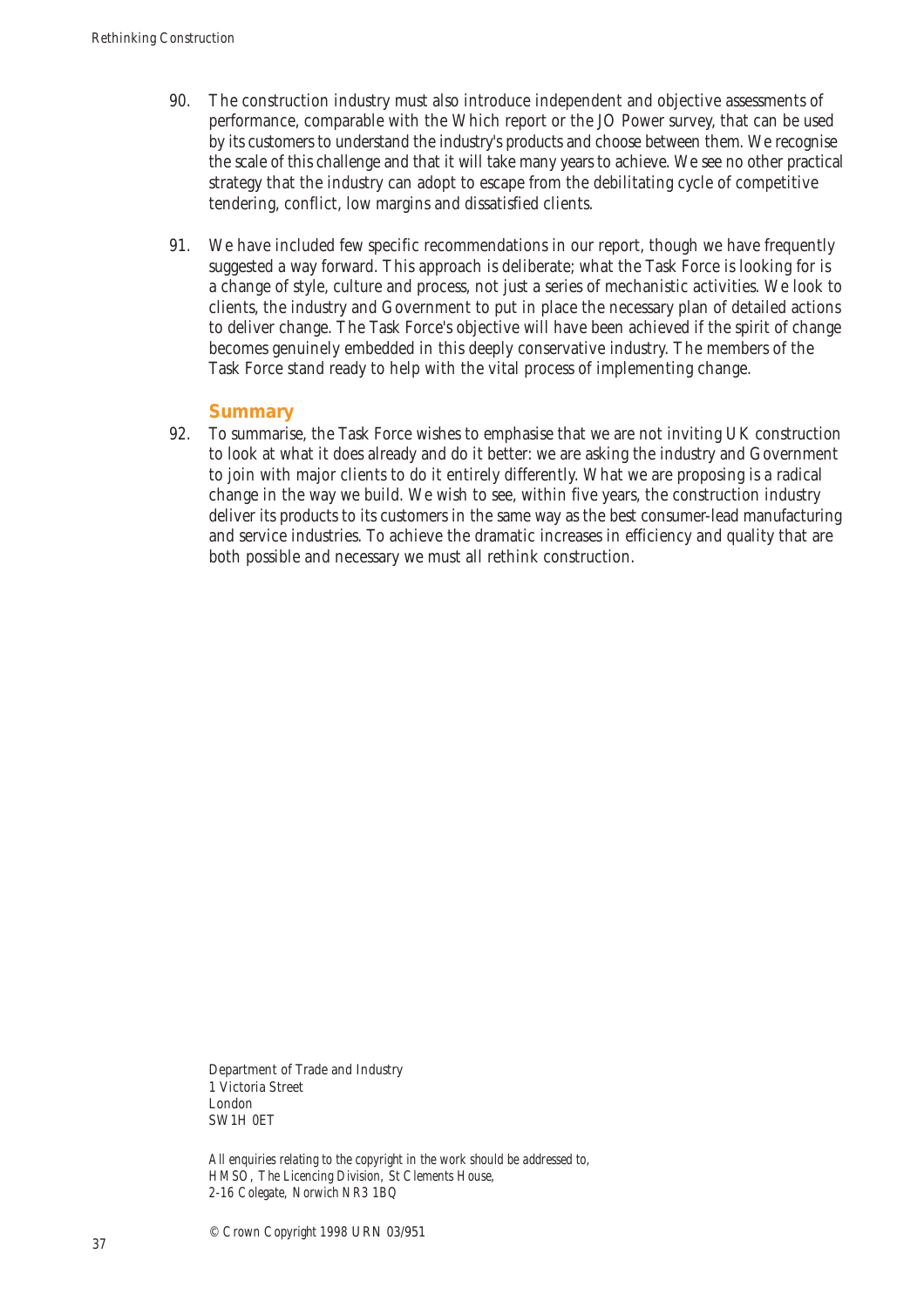90. The construction industry must also introduce independent and objective assessments of performance, comparable with the Which report or the JO Power survey, that can be used by its customers to understand the industry's products and choose between them. We recognise the scale of this challenge and that it will take many years to achieve. We see no other practical strategy that the industry can adopt to escape from the debilitating cycle of competitive tendering, conflict, low margins and dissatisfied clients.

91. We have included few specific recommendations in our report, though we have frequently suggested a way forward. This approach is deliberate; what the Task Force is looking for is a change of style, culture and process, not just a series of mechanistic activities. We look to clients, the industry and Government to put in place the necessary plan of detailed actions to deliver change. The Task Force's objective will have been achieved if the spirit of change becomes genuinely embedded in this deeply conservative industry. The members of the Task Force stand ready to help with the vital process of implementing change.

## Summary

92. To summarise, the Task Force wishes to emphasise that we are not inviting UK construction to look at what it does already and do it better: we are asking the industry and Government to join with major clients to do it entirely differently. What we are proposing is a radical change in the way we build. We wish to see, within five years, the construction industry deliver its products to its customers in the same way as the best consumer-lead manufacturing and service industries. To achieve the dramatic increases in efficiency and quality that are both possible and necessary we must all rethink construction.

Department of Trade and Industry
1 Victoria Street
London
SW1H 0ET

*All enquiries relating to the copyright in the work should be addressed to,*
*HMSO, The Licencing Division, St Clements House,*
*2-16 Colegate, Norwich NR3 1BQ*

© Crown Copyright 1998 URN 03/951